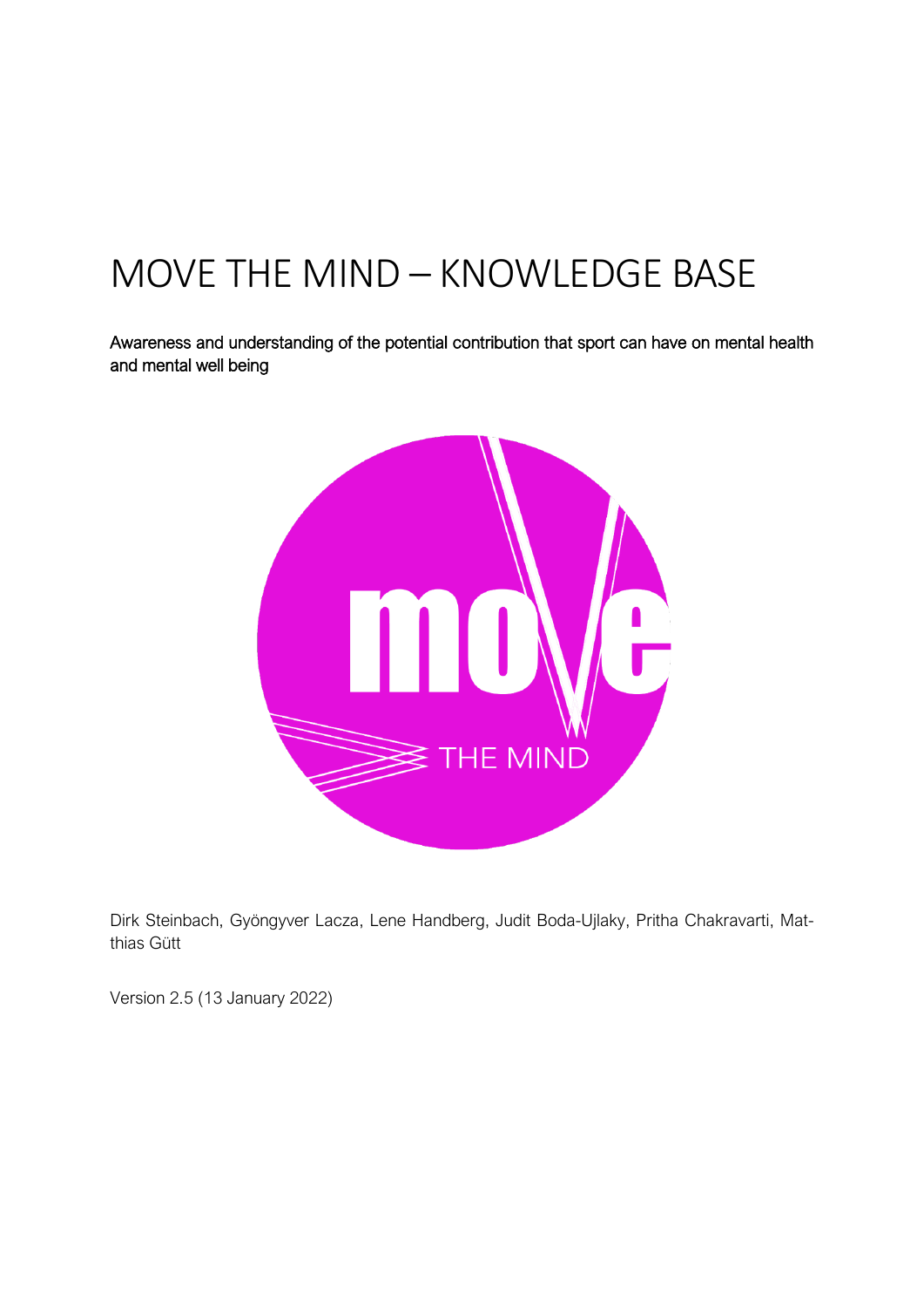# MOVE THE MIND – KNOWLEDGE BASE

Awareness and understanding of the potential contribution that sport can have on mental health and mental well being

Dirk Steinbach, Gyöngyver Lacza, Lene Handberg, Judit Boda-Ujlaky, Pritha Chakravarti, Matthias Gütt

Version 2.5 (13 January 2022)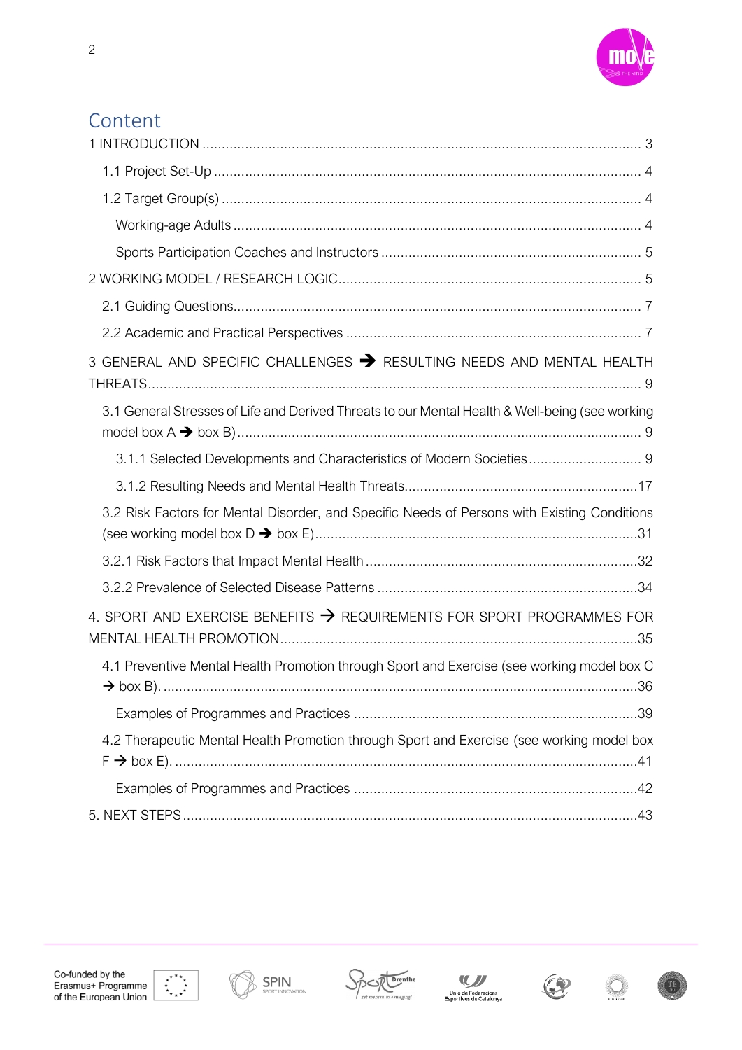# Content

1 INTRODUCTION ........................................................................................................ 3

- 1.1 Project Set-Up ........................................................................................................ 4
- 1.2 Target Group(s) ...................................................................................................... 4
  - Working-age Adults ............................................................................................. 4
  - Sports Participation Coaches and Instructors ....................................................... 5

2 WORKING MODEL / RESEARCH LOGIC ................................................................... 5

- 2.1 Guiding Questions .................................................................................................. 7
- 2.2 Academic and Practical Perspectives ..................................................................... 7

3 GENERAL AND SPECIFIC CHALLENGES ➔ RESULTING NEEDS AND MENTAL HEALTH THREATS ........................................................................................................ 9

- 3.1 General Stresses of Life and Derived Threats to our Mental Health & Well-being (see working model box A ➔ box B) .................................................................................. 9
  - 3.1.1 Selected Developments and Characteristics of Modern Societies ..................... 9
  - 3.1.2 Resulting Needs and Mental Health Threats .................................................. 17
- 3.2 Risk Factors for Mental Disorder, and Specific Needs of Persons with Existing Conditions (see working model box D ➔ box E) ............................................................... 31
- 3.2.1 Risk Factors that Impact Mental Health .............................................................. 32
- 3.2.2 Prevalence of Selected Disease Patterns ............................................................ 34

4. SPORT AND EXERCISE BENEFITS → REQUIREMENTS FOR SPORT PROGRAMMES FOR MENTAL HEALTH PROMOTION ................................................................................... 35

- 4.1 Preventive Mental Health Promotion through Sport and Exercise (see working model box C → box B) ..................................................................................................... 36
  - Examples of Programmes and Practices .............................................................. 39
- 4.2 Therapeutic Mental Health Promotion through Sport and Exercise (see working model box F → box E) ..................................................................................................... 41
  - Examples of Programmes and Practices .............................................................. 42

5. NEXT STEPS ............................................................................................................ 43

Co-funded by the Erasmus+ Programme of the European Union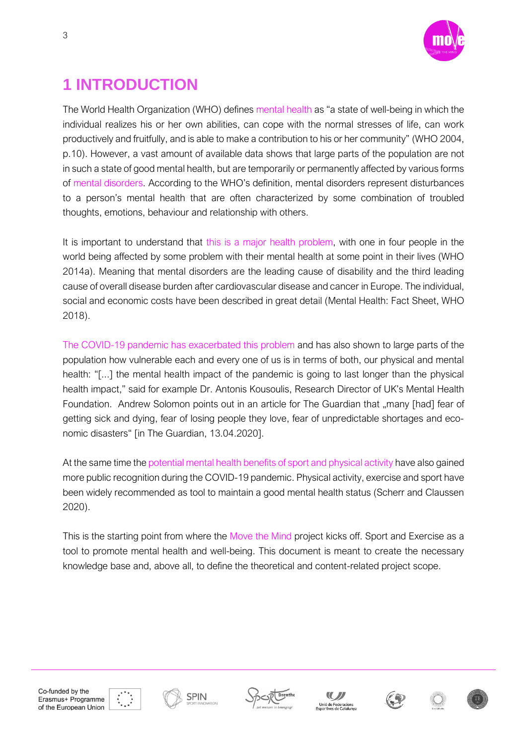# 1 INTRODUCTION

The World Health Organization (WHO) defines mental health as "a state of well-being in which the individual realizes his or her own abilities, can cope with the normal stresses of life, can work productively and fruitfully, and is able to make a contribution to his or her community" (WHO 2004, p.10). However, a vast amount of available data shows that large parts of the population are not in such a state of good mental health, but are temporarily or permanently affected by various forms of mental disorders. According to the WHO's definition, mental disorders represent disturbances to a person's mental health that are often characterized by some combination of troubled thoughts, emotions, behaviour and relationship with others.

It is important to understand that this is a major health problem, with one in four people in the world being affected by some problem with their mental health at some point in their lives (WHO 2014a). Meaning that mental disorders are the leading cause of disability and the third leading cause of overall disease burden after cardiovascular disease and cancer in Europe. The individual, social and economic costs have been described in great detail (Mental Health: Fact Sheet, WHO 2018).

The COVID-19 pandemic has exacerbated this problem and has also shown to large parts of the population how vulnerable each and every one of us is in terms of both, our physical and mental health: "[...] the mental health impact of the pandemic is going to last longer than the physical health impact," said for example Dr. Antonis Kousoulis, Research Director of UK's Mental Health Foundation. Andrew Solomon points out in an article for The Guardian that „many [had] fear of getting sick and dying, fear of losing people they love, fear of unpredictable shortages and economic disasters" [in The Guardian, 13.04.2020].

At the same time the potential mental health benefits of sport and physical activity have also gained more public recognition during the COVID-19 pandemic. Physical activity, exercise and sport have been widely recommended as tool to maintain a good mental health status (Scherr and Claussen 2020).

This is the starting point from where the Move the Mind project kicks off. Sport and Exercise as a tool to promote mental health and well-being. This document is meant to create the necessary knowledge base and, above all, to define the theoretical and content-related project scope.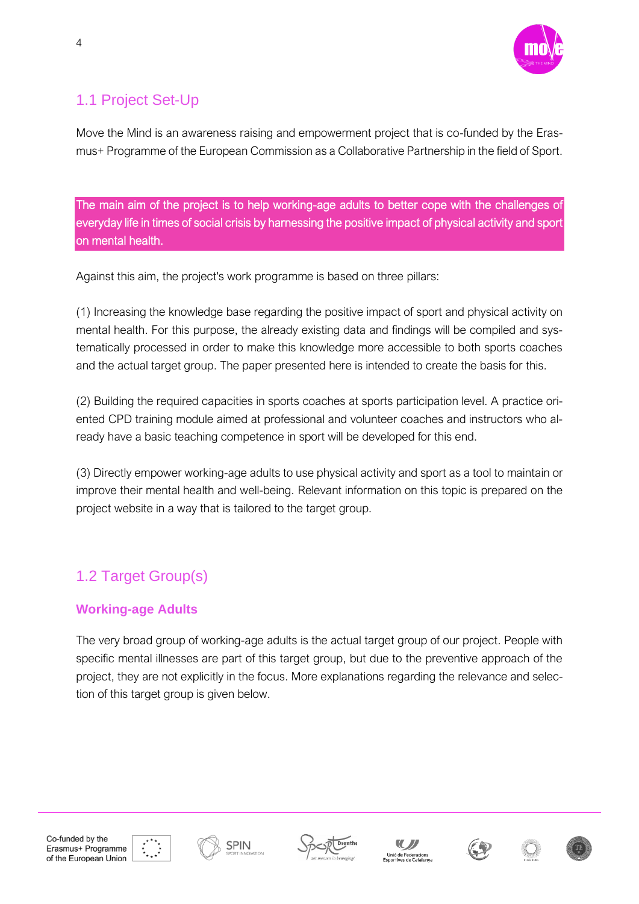## 1.1 Project Set-Up

Move the Mind is an awareness raising and empowerment project that is co-funded by the Erasmus+ Programme of the European Commission as a Collaborative Partnership in the field of Sport.

**The main aim of the project is to help working-age adults to better cope with the challenges of everyday life in times of social crisis by harnessing the positive impact of physical activity and sport on mental health.**

Against this aim, the project's work programme is based on three pillars:

(1) Increasing the knowledge base regarding the positive impact of sport and physical activity on mental health. For this purpose, the already existing data and findings will be compiled and systematically processed in order to make this knowledge more accessible to both sports coaches and the actual target group. The paper presented here is intended to create the basis for this.

(2) Building the required capacities in sports coaches at sports participation level. A practice oriented CPD training module aimed at professional and volunteer coaches and instructors who already have a basic teaching competence in sport will be developed for this end.

(3) Directly empower working-age adults to use physical activity and sport as a tool to maintain or improve their mental health and well-being. Relevant information on this topic is prepared on the project website in a way that is tailored to the target group.

## 1.2 Target Group(s)

### Working-age Adults

The very broad group of working-age adults is the actual target group of our project. People with specific mental illnesses are part of this target group, but due to the preventive approach of the project, they are not explicitly in the focus. More explanations regarding the relevance and selection of this target group is given below.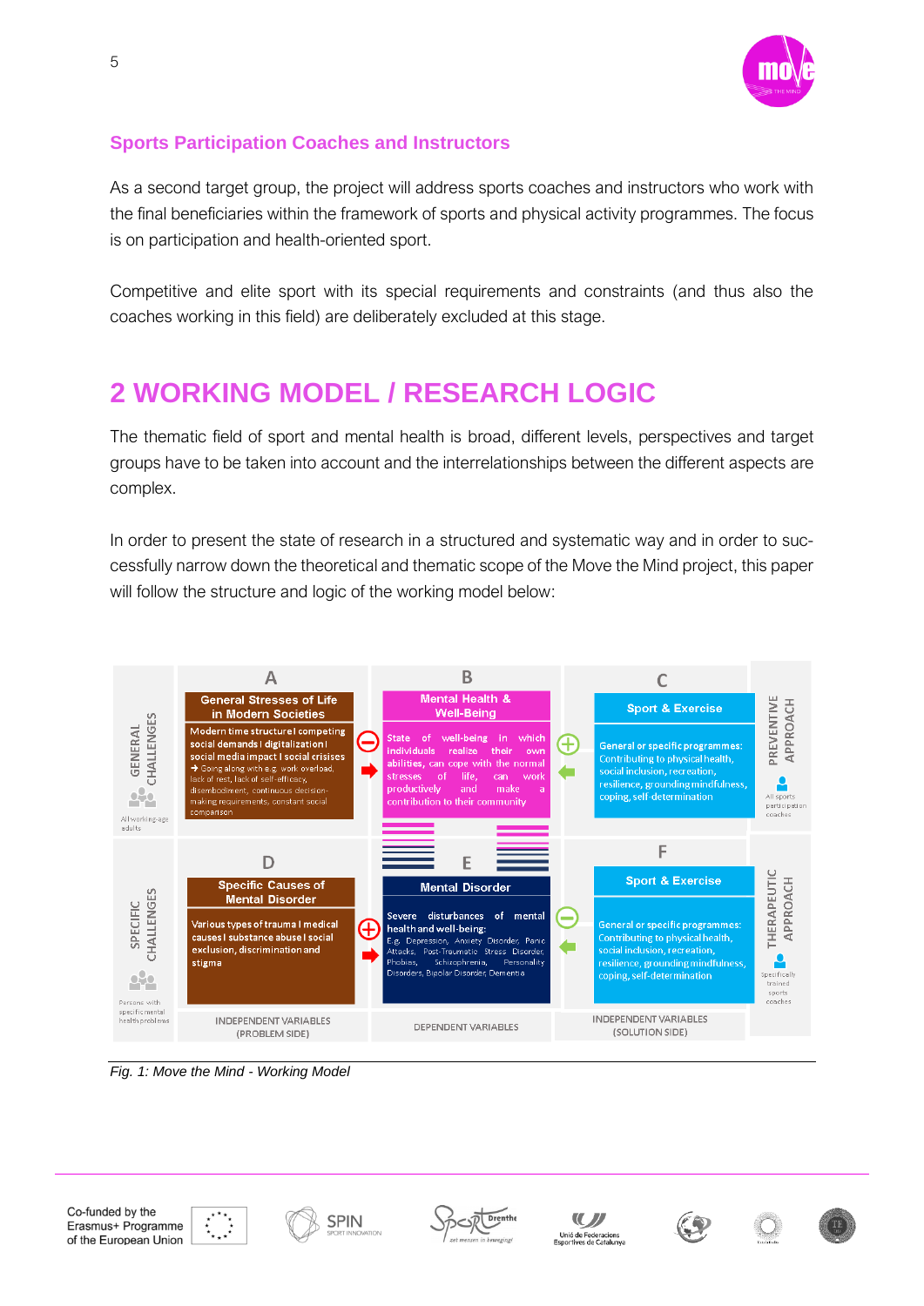### Sports Participation Coaches and Instructors

As a second target group, the project will address sports coaches and instructors who work with the final beneficiaries within the framework of sports and physical activity programmes. The focus is on participation and health-oriented sport.

Competitive and elite sport with its special requirements and constraints (and thus also the coaches working in this field) are deliberately excluded at this stage.

# 2 WORKING MODEL / RESEARCH LOGIC

The thematic field of sport and mental health is broad, different levels, perspectives and target groups have to be taken into account and the interrelationships between the different aspects are complex.

In order to present the state of research in a structured and systematic way and in order to successfully narrow down the theoretical and thematic scope of the Move the Mind project, this paper will follow the structure and logic of the working model below:

| | INDEPENDENT VARIABLES (PROBLEM SIDE) | DEPENDENT VARIABLES | INDEPENDENT VARIABLES (SOLUTION SIDE) | |
|---|---|---|---|---|
| **GENERAL CHALLENGES** (All working-age adults) | **A – General Stresses of Life in Modern Societies:** Modern time structure I competing social demands I digitalization I social media impact I social crises → Going along with e.g. work overload, lack of rest, lack of self-efficacy, disembodiment, continuous decision-making requirements, constant social comparison | **B – Mental Health & Well-Being:** State of well-being in which individuals realize their own abilities, can cope with the normal stresses of life, can work productively and make a contribution to their community | **C – Sport & Exercise:** General or specific programmes: Contributing to physical health, social inclusion, recreation, resilience, grounding mindfulness, coping, self-determination | **PREVENTIVE APPROACH** (All sports participation coaches) |
| **SPECIFIC CHALLENGES** (Persons with specific mental health problems) | **D – Specific Causes of Mental Disorder:** Various types of trauma I medical causes I substance abuse I social exclusion, discrimination and stigma | **E – Mental Disorder:** Severe disturbances of mental health and well-being: E.g. Depression, Anxiety Disorder, Panic Attacks, Post-Traumatic Stress Disorder, Phobias, Schizophrenia, Personality Disorders, Bipolar Disorder, Dementia | **F – Sport & Exercise:** General or specific programmes: Contributing to physical health, social inclusion, recreation, resilience, grounding mindfulness, coping, self-determination | **THERAPEUTIC APPROACH** (Specifically trained sports coaches) |

*Fig. 1: Move the Mind - Working Model*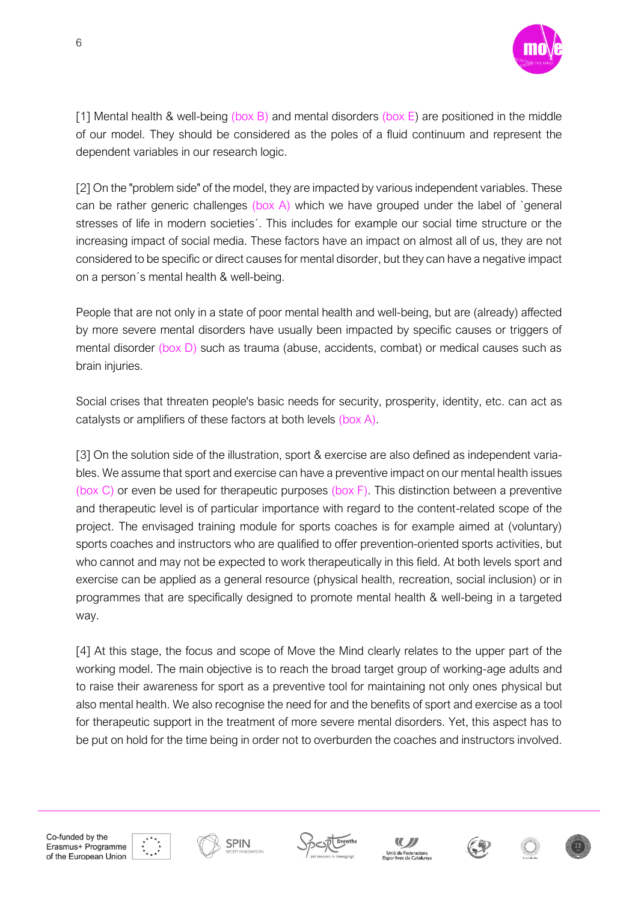[1] Mental health & well-being (box B) and mental disorders (box E) are positioned in the middle of our model. They should be considered as the poles of a fluid continuum and represent the dependent variables in our research logic.

[2] On the "problem side" of the model, they are impacted by various independent variables. These can be rather generic challenges (box A) which we have grouped under the label of `general stresses of life in modern societies´. This includes for example our social time structure or the increasing impact of social media. These factors have an impact on almost all of us, they are not considered to be specific or direct causes for mental disorder, but they can have a negative impact on a person´s mental health & well-being.

People that are not only in a state of poor mental health and well-being, but are (already) affected by more severe mental disorders have usually been impacted by specific causes or triggers of mental disorder (box D) such as trauma (abuse, accidents, combat) or medical causes such as brain injuries.

Social crises that threaten people's basic needs for security, prosperity, identity, etc. can act as catalysts or amplifiers of these factors at both levels (box A).

[3] On the solution side of the illustration, sport & exercise are also defined as independent variables. We assume that sport and exercise can have a preventive impact on our mental health issues (box C) or even be used for therapeutic purposes (box F). This distinction between a preventive and therapeutic level is of particular importance with regard to the content-related scope of the project. The envisaged training module for sports coaches is for example aimed at (voluntary) sports coaches and instructors who are qualified to offer prevention-oriented sports activities, but who cannot and may not be expected to work therapeutically in this field. At both levels sport and exercise can be applied as a general resource (physical health, recreation, social inclusion) or in programmes that are specifically designed to promote mental health & well-being in a targeted way.

[4] At this stage, the focus and scope of Move the Mind clearly relates to the upper part of the working model. The main objective is to reach the broad target group of working-age adults and to raise their awareness for sport as a preventive tool for maintaining not only ones physical but also mental health. We also recognise the need for and the benefits of sport and exercise as a tool for therapeutic support in the treatment of more severe mental disorders. Yet, this aspect has to be put on hold for the time being in order not to overburden the coaches and instructors involved.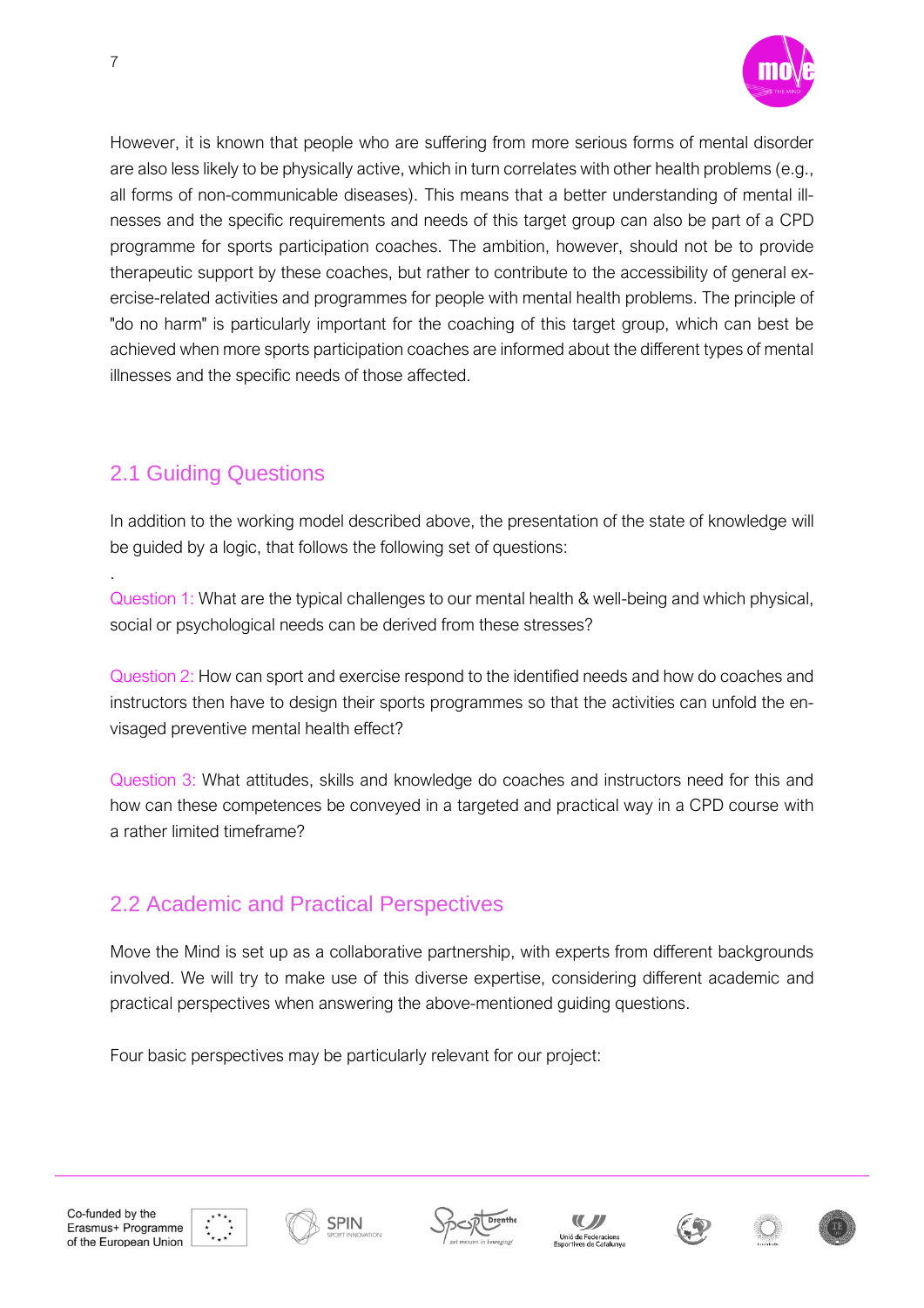However, it is known that people who are suffering from more serious forms of mental disorder are also less likely to be physically active, which in turn correlates with other health problems (e.g., all forms of non-communicable diseases). This means that a better understanding of mental illnesses and the specific requirements and needs of this target group can also be part of a CPD programme for sports participation coaches. The ambition, however, should not be to provide therapeutic support by these coaches, but rather to contribute to the accessibility of general exercise-related activities and programmes for people with mental health problems. The principle of "do no harm" is particularly important for the coaching of this target group, which can best be achieved when more sports participation coaches are informed about the different types of mental illnesses and the specific needs of those affected.

## 2.1 Guiding Questions

In addition to the working model described above, the presentation of the state of knowledge will be guided by a logic, that follows the following set of questions:

.

Question 1: What are the typical challenges to our mental health & well-being and which physical, social or psychological needs can be derived from these stresses?

Question 2: How can sport and exercise respond to the identified needs and how do coaches and instructors then have to design their sports programmes so that the activities can unfold the envisaged preventive mental health effect?

Question 3: What attitudes, skills and knowledge do coaches and instructors need for this and how can these competences be conveyed in a targeted and practical way in a CPD course with a rather limited timeframe?

## 2.2 Academic and Practical Perspectives

Move the Mind is set up as a collaborative partnership, with experts from different backgrounds involved. We will try to make use of this diverse expertise, considering different academic and practical perspectives when answering the above-mentioned guiding questions.

Four basic perspectives may be particularly relevant for our project: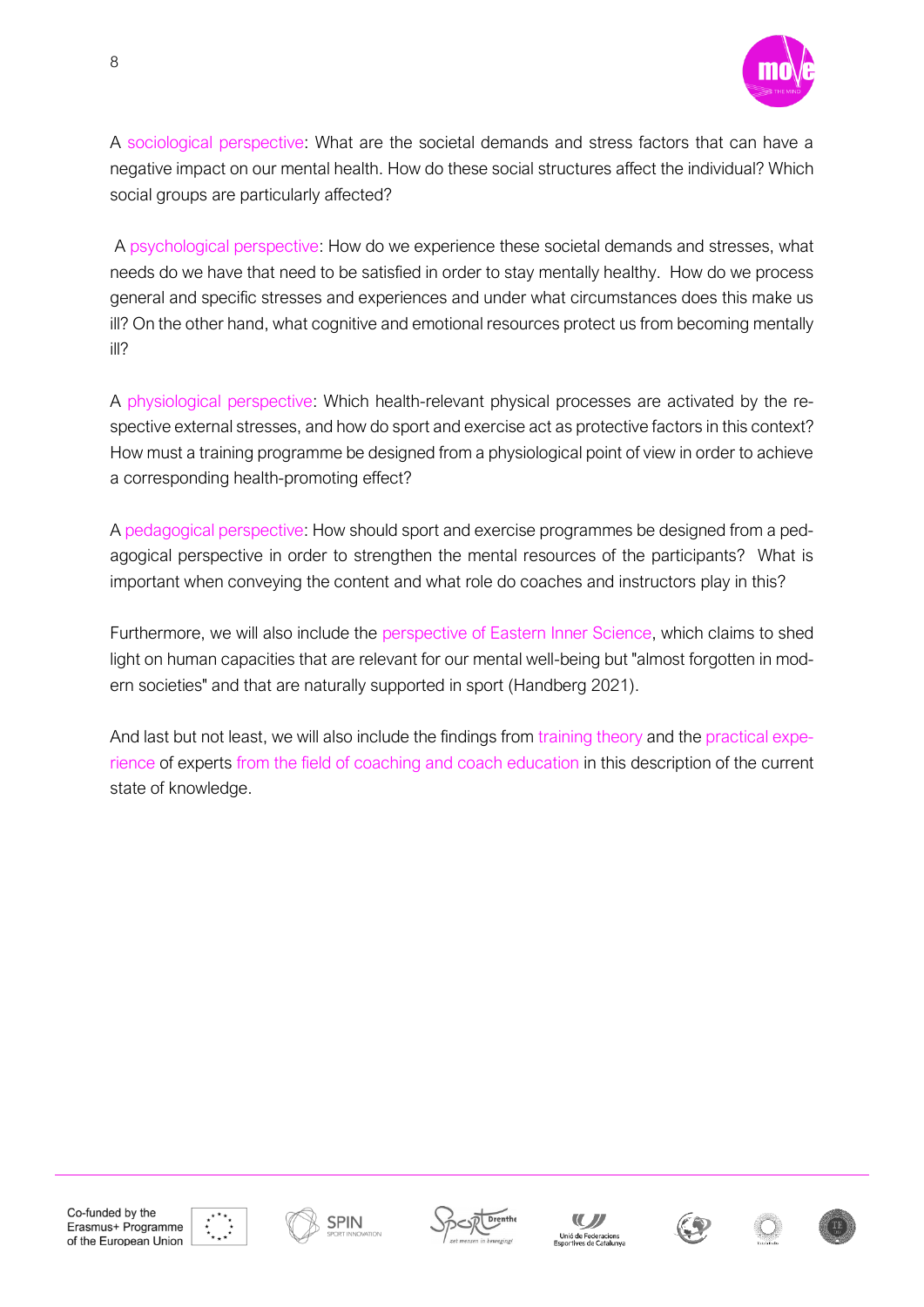A sociological perspective: What are the societal demands and stress factors that can have a negative impact on our mental health. How do these social structures affect the individual? Which social groups are particularly affected?

A psychological perspective: How do we experience these societal demands and stresses, what needs do we have that need to be satisfied in order to stay mentally healthy. How do we process general and specific stresses and experiences and under what circumstances does this make us ill? On the other hand, what cognitive and emotional resources protect us from becoming mentally ill?

A physiological perspective: Which health-relevant physical processes are activated by the respective external stresses, and how do sport and exercise act as protective factors in this context? How must a training programme be designed from a physiological point of view in order to achieve a corresponding health-promoting effect?

A pedagogical perspective: How should sport and exercise programmes be designed from a pedagogical perspective in order to strengthen the mental resources of the participants? What is important when conveying the content and what role do coaches and instructors play in this?

Furthermore, we will also include the perspective of Eastern Inner Science, which claims to shed light on human capacities that are relevant for our mental well-being but "almost forgotten in modern societies" and that are naturally supported in sport (Handberg 2021).

And last but not least, we will also include the findings from training theory and the practical experience of experts from the field of coaching and coach education in this description of the current state of knowledge.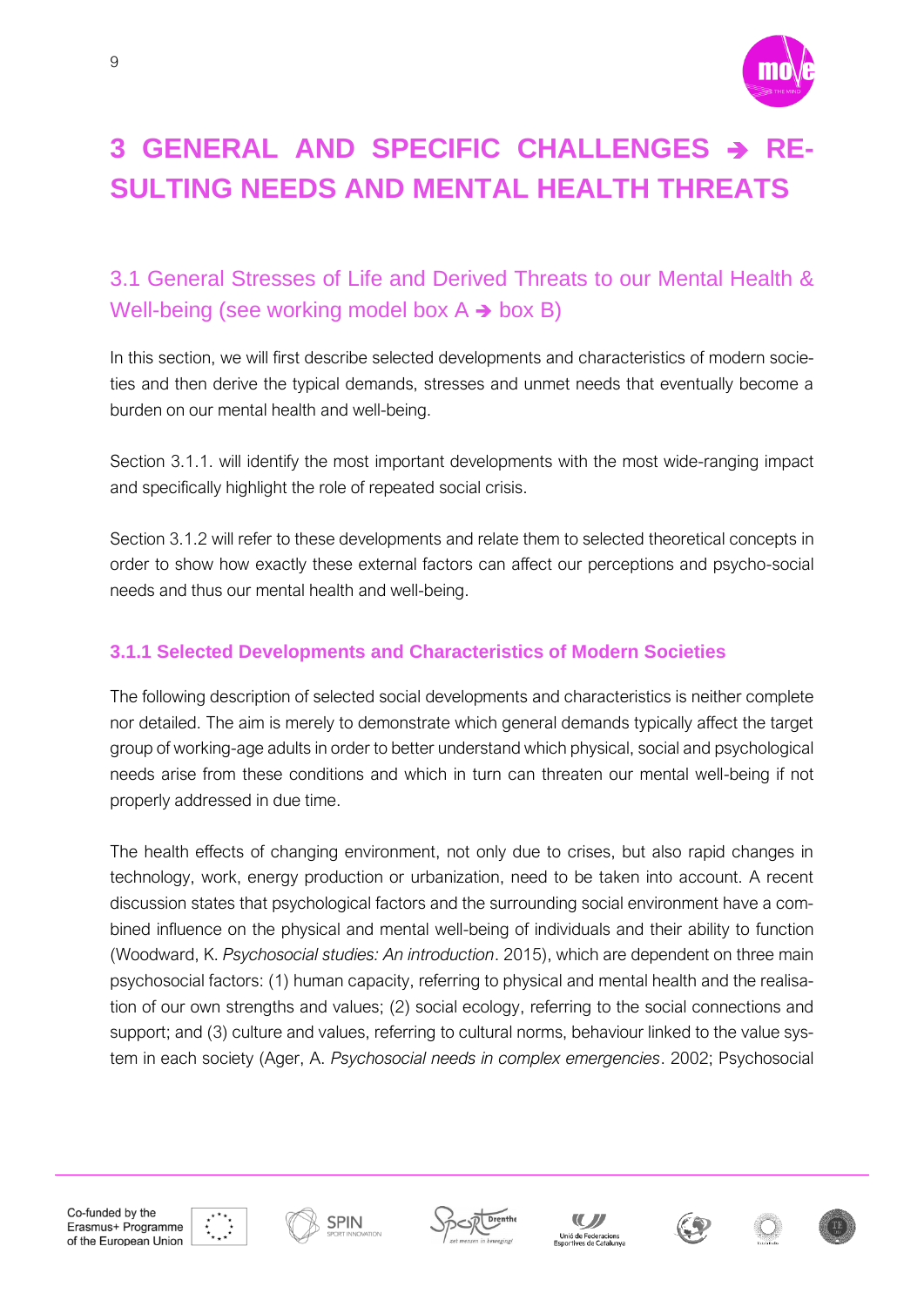# 3 GENERAL AND SPECIFIC CHALLENGES ➔ RESULTING NEEDS AND MENTAL HEALTH THREATS

## 3.1 General Stresses of Life and Derived Threats to our Mental Health & Well-being (see working model box A ➔ box B)

In this section, we will first describe selected developments and characteristics of modern societies and then derive the typical demands, stresses and unmet needs that eventually become a burden on our mental health and well-being.

Section 3.1.1. will identify the most important developments with the most wide-ranging impact and specifically highlight the role of repeated social crisis.

Section 3.1.2 will refer to these developments and relate them to selected theoretical concepts in order to show how exactly these external factors can affect our perceptions and psycho-social needs and thus our mental health and well-being.

### 3.1.1 Selected Developments and Characteristics of Modern Societies

The following description of selected social developments and characteristics is neither complete nor detailed. The aim is merely to demonstrate which general demands typically affect the target group of working-age adults in order to better understand which physical, social and psychological needs arise from these conditions and which in turn can threaten our mental well-being if not properly addressed in due time.

The health effects of changing environment, not only due to crises, but also rapid changes in technology, work, energy production or urbanization, need to be taken into account. A recent discussion states that psychological factors and the surrounding social environment have a combined influence on the physical and mental well-being of individuals and their ability to function (Woodward, K. *Psychosocial studies: An introduction*. 2015), which are dependent on three main psychosocial factors: (1) human capacity, referring to physical and mental health and the realisation of our own strengths and values; (2) social ecology, referring to the social connections and support; and (3) culture and values, referring to cultural norms, behaviour linked to the value system in each society (Ager, A. *Psychosocial needs in complex emergencies*. 2002; Psychosocial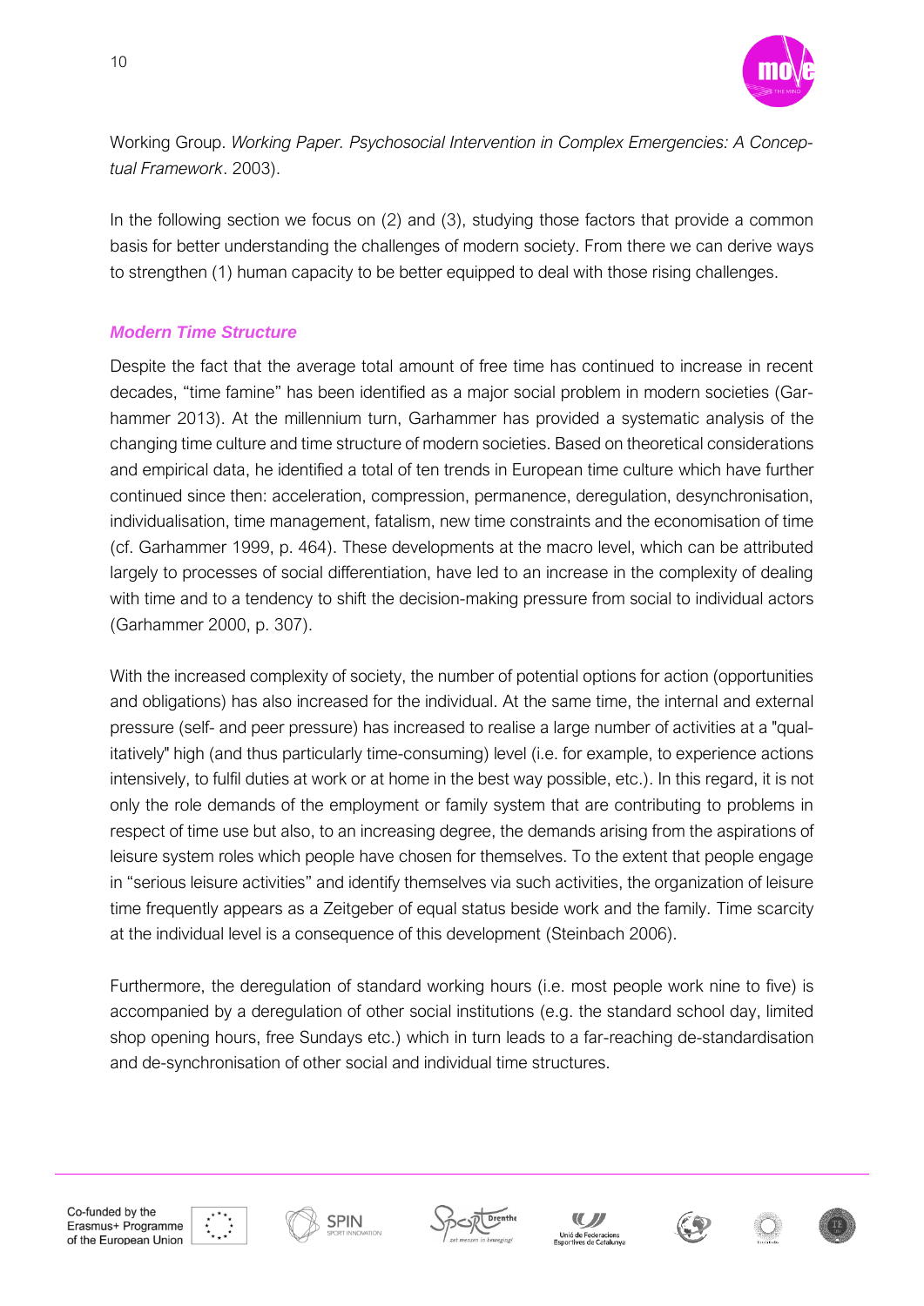Working Group. *Working Paper. Psychosocial Intervention in Complex Emergencies: A Conceptual Framework*. 2003).

In the following section we focus on (2) and (3), studying those factors that provide a common basis for better understanding the challenges of modern society. From there we can derive ways to strengthen (1) human capacity to be better equipped to deal with those rising challenges.

### ***Modern Time Structure***

Despite the fact that the average total amount of free time has continued to increase in recent decades, "time famine" has been identified as a major social problem in modern societies (Garhammer 2013). At the millennium turn, Garhammer has provided a systematic analysis of the changing time culture and time structure of modern societies. Based on theoretical considerations and empirical data, he identified a total of ten trends in European time culture which have further continued since then: acceleration, compression, permanence, deregulation, desynchronisation, individualisation, time management, fatalism, new time constraints and the economisation of time (cf. Garhammer 1999, p. 464). These developments at the macro level, which can be attributed largely to processes of social differentiation, have led to an increase in the complexity of dealing with time and to a tendency to shift the decision-making pressure from social to individual actors (Garhammer 2000, p. 307).

With the increased complexity of society, the number of potential options for action (opportunities and obligations) has also increased for the individual. At the same time, the internal and external pressure (self- and peer pressure) has increased to realise a large number of activities at a "qualitatively" high (and thus particularly time-consuming) level (i.e. for example, to experience actions intensively, to fulfil duties at work or at home in the best way possible, etc.). In this regard, it is not only the role demands of the employment or family system that are contributing to problems in respect of time use but also, to an increasing degree, the demands arising from the aspirations of leisure system roles which people have chosen for themselves. To the extent that people engage in "serious leisure activities" and identify themselves via such activities, the organization of leisure time frequently appears as a Zeitgeber of equal status beside work and the family. Time scarcity at the individual level is a consequence of this development (Steinbach 2006).

Furthermore, the deregulation of standard working hours (i.e. most people work nine to five) is accompanied by a deregulation of other social institutions (e.g. the standard school day, limited shop opening hours, free Sundays etc.) which in turn leads to a far-reaching de-standardisation and de-synchronisation of other social and individual time structures.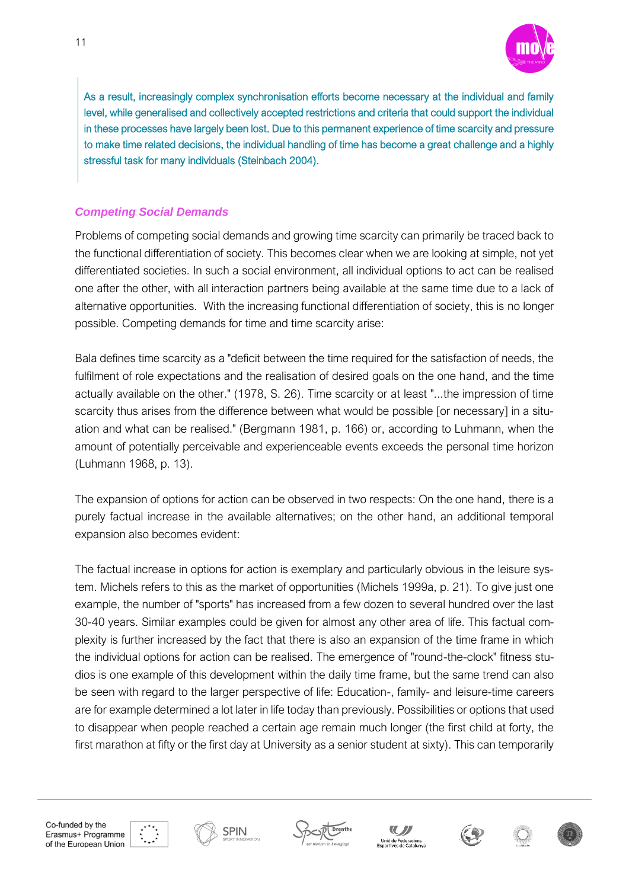> As a result, increasingly complex synchronisation efforts become necessary at the individual and family level, while generalised and collectively accepted restrictions and criteria that could support the individual in these processes have largely been lost. Due to this permanent experience of time scarcity and pressure to make time related decisions, the individual handling of time has become a great challenge and a highly stressful task for many individuals (Steinbach 2004).

### *Competing Social Demands*

Problems of competing social demands and growing time scarcity can primarily be traced back to the functional differentiation of society. This becomes clear when we are looking at simple, not yet differentiated societies. In such a social environment, all individual options to act can be realised one after the other, with all interaction partners being available at the same time due to a lack of alternative opportunities. With the increasing functional differentiation of society, this is no longer possible. Competing demands for time and time scarcity arise:

Bala defines time scarcity as a "deficit between the time required for the satisfaction of needs, the fulfilment of role expectations and the realisation of desired goals on the one hand, and the time actually available on the other." (1978, S. 26). Time scarcity or at least "...the impression of time scarcity thus arises from the difference between what would be possible [or necessary] in a situation and what can be realised." (Bergmann 1981, p. 166) or, according to Luhmann, when the amount of potentially perceivable and experienceable events exceeds the personal time horizon (Luhmann 1968, p. 13).

The expansion of options for action can be observed in two respects: On the one hand, there is a purely factual increase in the available alternatives; on the other hand, an additional temporal expansion also becomes evident:

The factual increase in options for action is exemplary and particularly obvious in the leisure system. Michels refers to this as the market of opportunities (Michels 1999a, p. 21). To give just one example, the number of "sports" has increased from a few dozen to several hundred over the last 30-40 years. Similar examples could be given for almost any other area of life. This factual complexity is further increased by the fact that there is also an expansion of the time frame in which the individual options for action can be realised. The emergence of "round-the-clock" fitness studios is one example of this development within the daily time frame, but the same trend can also be seen with regard to the larger perspective of life: Education-, family- and leisure-time careers are for example determined a lot later in life today than previously. Possibilities or options that used to disappear when people reached a certain age remain much longer (the first child at forty, the first marathon at fifty or the first day at University as a senior student at sixty). This can temporarily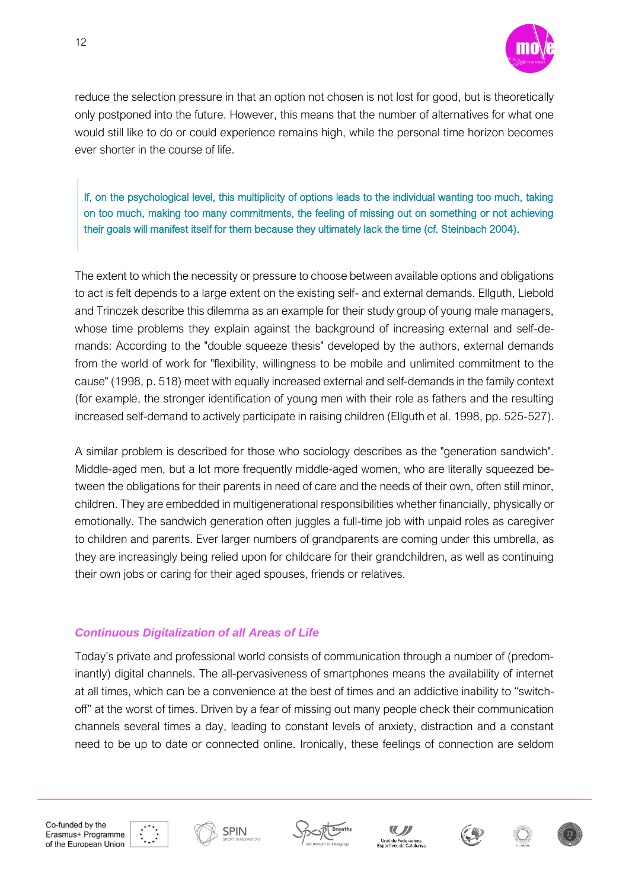reduce the selection pressure in that an option not chosen is not lost for good, but is theoretically only postponed into the future. However, this means that the number of alternatives for what one would still like to do or could experience remains high, while the personal time horizon becomes ever shorter in the course of life.

> If, on the psychological level, this multiplicity of options leads to the individual wanting too much, taking on too much, making too many commitments, the feeling of missing out on something or not achieving their goals will manifest itself for them because they ultimately lack the time (cf. Steinbach 2004).

The extent to which the necessity or pressure to choose between available options and obligations to act is felt depends to a large extent on the existing self- and external demands. Ellguth, Liebold and Trinczek describe this dilemma as an example for their study group of young male managers, whose time problems they explain against the background of increasing external and self-demands: According to the "double squeeze thesis" developed by the authors, external demands from the world of work for "flexibility, willingness to be mobile and unlimited commitment to the cause" (1998, p. 518) meet with equally increased external and self-demands in the family context (for example, the stronger identification of young men with their role as fathers and the resulting increased self-demand to actively participate in raising children (Ellguth et al. 1998, pp. 525-527).

A similar problem is described for those who sociology describes as the "generation sandwich". Middle-aged men, but a lot more frequently middle-aged women, who are literally squeezed between the obligations for their parents in need of care and the needs of their own, often still minor, children. They are embedded in multigenerational responsibilities whether financially, physically or emotionally. The sandwich generation often juggles a full-time job with unpaid roles as caregiver to children and parents. Ever larger numbers of grandparents are coming under this umbrella, as they are increasingly being relied upon for childcare for their grandchildren, as well as continuing their own jobs or caring for their aged spouses, friends or relatives.

### ***Continuous Digitalization of all Areas of Life***

Today's private and professional world consists of communication through a number of (predominantly) digital channels. The all-pervasiveness of smartphones means the availability of internet at all times, which can be a convenience at the best of times and an addictive inability to "switch-off" at the worst of times. Driven by a fear of missing out many people check their communication channels several times a day, leading to constant levels of anxiety, distraction and a constant need to be up to date or connected online. Ironically, these feelings of connection are seldom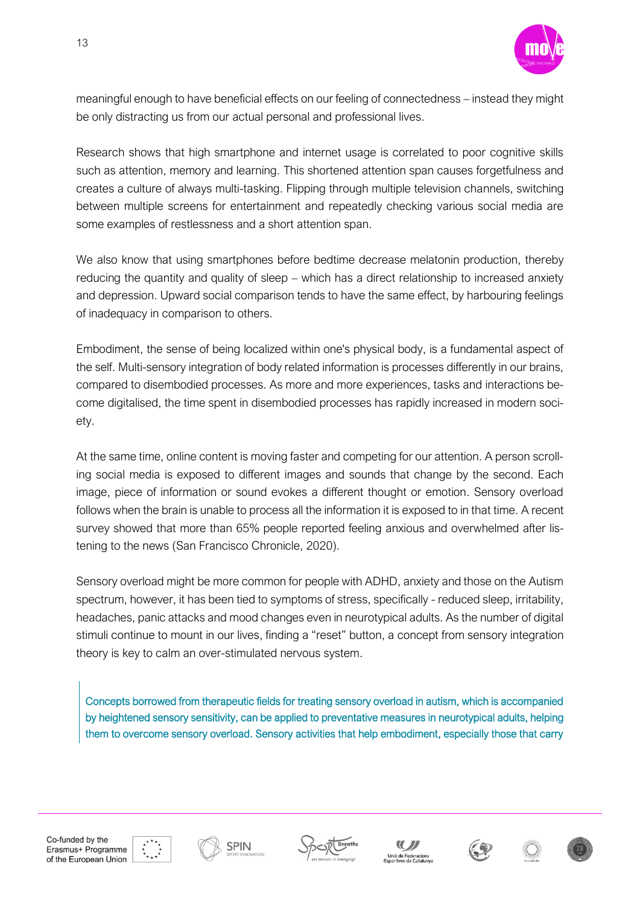meaningful enough to have beneficial effects on our feeling of connectedness – instead they might be only distracting us from our actual personal and professional lives.

Research shows that high smartphone and internet usage is correlated to poor cognitive skills such as attention, memory and learning. This shortened attention span causes forgetfulness and creates a culture of always multi-tasking. Flipping through multiple television channels, switching between multiple screens for entertainment and repeatedly checking various social media are some examples of restlessness and a short attention span.

We also know that using smartphones before bedtime decrease melatonin production, thereby reducing the quantity and quality of sleep – which has a direct relationship to increased anxiety and depression. Upward social comparison tends to have the same effect, by harbouring feelings of inadequacy in comparison to others.

Embodiment, the sense of being localized within one's physical body, is a fundamental aspect of the self. Multi-sensory integration of body related information is processes differently in our brains, compared to disembodied processes. As more and more experiences, tasks and interactions become digitalised, the time spent in disembodied processes has rapidly increased in modern society.

At the same time, online content is moving faster and competing for our attention. A person scrolling social media is exposed to different images and sounds that change by the second. Each image, piece of information or sound evokes a different thought or emotion. Sensory overload follows when the brain is unable to process all the information it is exposed to in that time. A recent survey showed that more than 65% people reported feeling anxious and overwhelmed after listening to the news (San Francisco Chronicle, 2020).

Sensory overload might be more common for people with ADHD, anxiety and those on the Autism spectrum, however, it has been tied to symptoms of stress, specifically - reduced sleep, irritability, headaches, panic attacks and mood changes even in neurotypical adults. As the number of digital stimuli continue to mount in our lives, finding a "reset" button, a concept from sensory integration theory is key to calm an over-stimulated nervous system.

> Concepts borrowed from therapeutic fields for treating sensory overload in autism, which is accompanied by heightened sensory sensitivity, can be applied to preventative measures in neurotypical adults, helping them to overcome sensory overload. Sensory activities that help embodiment, especially those that carry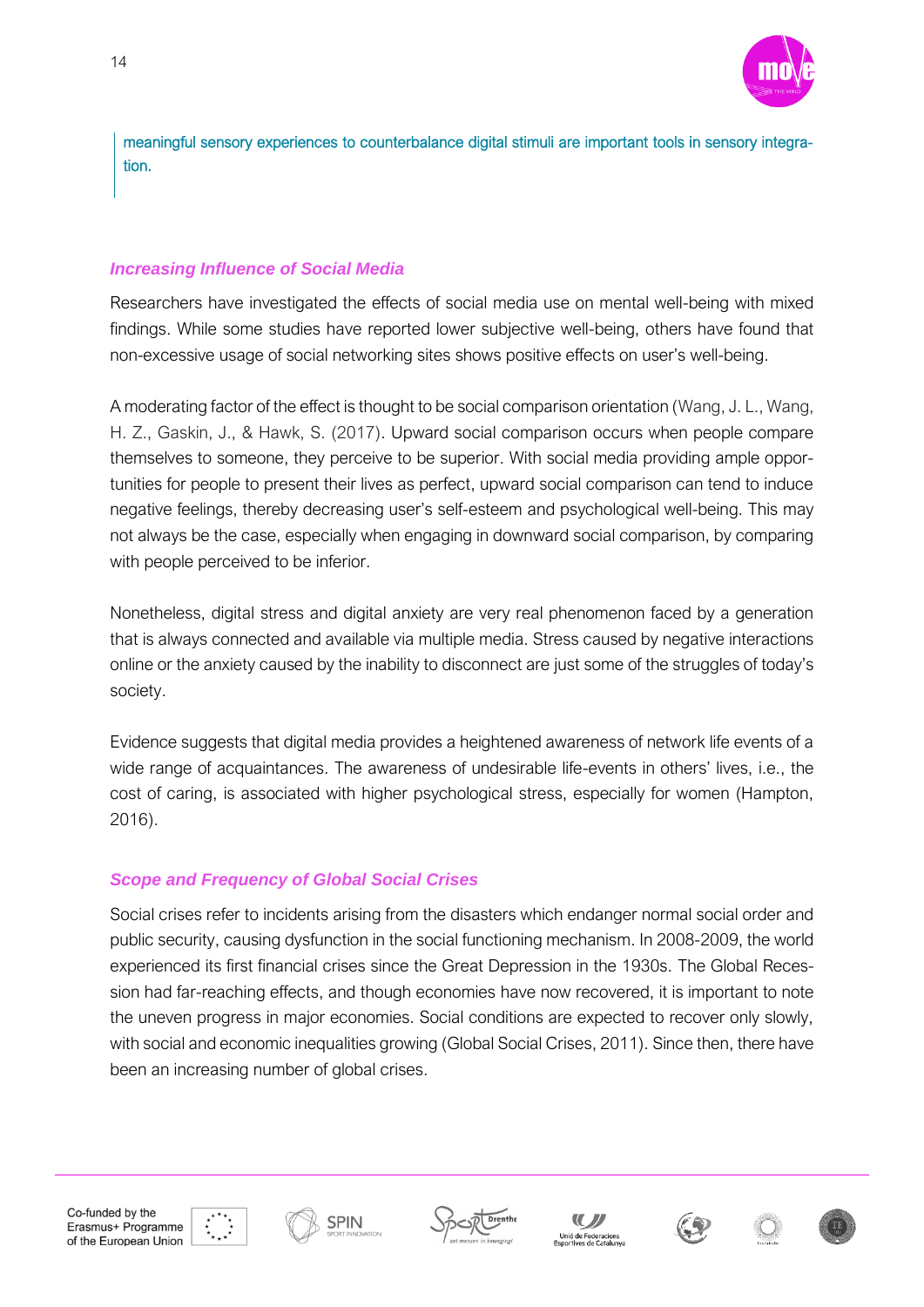meaningful sensory experiences to counterbalance digital stimuli are important tools in sensory integration.

### *Increasing Influence of Social Media*

Researchers have investigated the effects of social media use on mental well-being with mixed findings. While some studies have reported lower subjective well-being, others have found that non-excessive usage of social networking sites shows positive effects on user's well-being.

A moderating factor of the effect is thought to be social comparison orientation (Wang, J. L., Wang, H. Z., Gaskin, J., & Hawk, S. (2017). Upward social comparison occurs when people compare themselves to someone, they perceive to be superior. With social media providing ample opportunities for people to present their lives as perfect, upward social comparison can tend to induce negative feelings, thereby decreasing user's self-esteem and psychological well-being. This may not always be the case, especially when engaging in downward social comparison, by comparing with people perceived to be inferior.

Nonetheless, digital stress and digital anxiety are very real phenomenon faced by a generation that is always connected and available via multiple media. Stress caused by negative interactions online or the anxiety caused by the inability to disconnect are just some of the struggles of today's society.

Evidence suggests that digital media provides a heightened awareness of network life events of a wide range of acquaintances. The awareness of undesirable life-events in others' lives, i.e., the cost of caring, is associated with higher psychological stress, especially for women (Hampton, 2016).

### *Scope and Frequency of Global Social Crises*

Social crises refer to incidents arising from the disasters which endanger normal social order and public security, causing dysfunction in the social functioning mechanism. In 2008-2009, the world experienced its first financial crises since the Great Depression in the 1930s. The Global Recession had far-reaching effects, and though economies have now recovered, it is important to note the uneven progress in major economies. Social conditions are expected to recover only slowly, with social and economic inequalities growing (Global Social Crises, 2011). Since then, there have been an increasing number of global crises.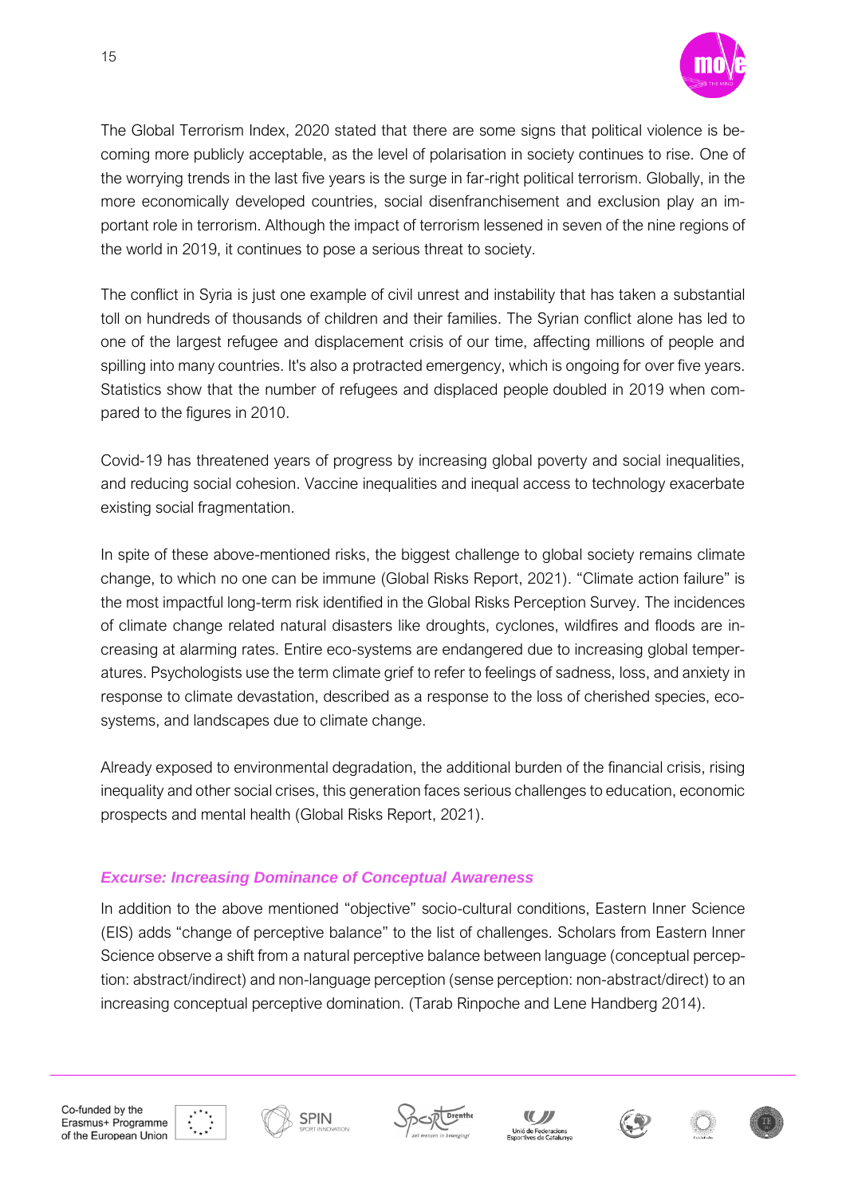The Global Terrorism Index, 2020 stated that there are some signs that political violence is becoming more publicly acceptable, as the level of polarisation in society continues to rise. One of the worrying trends in the last five years is the surge in far-right political terrorism. Globally, in the more economically developed countries, social disenfranchisement and exclusion play an important role in terrorism. Although the impact of terrorism lessened in seven of the nine regions of the world in 2019, it continues to pose a serious threat to society.

The conflict in Syria is just one example of civil unrest and instability that has taken a substantial toll on hundreds of thousands of children and their families. The Syrian conflict alone has led to one of the largest refugee and displacement crisis of our time, affecting millions of people and spilling into many countries. It's also a protracted emergency, which is ongoing for over five years. Statistics show that the number of refugees and displaced people doubled in 2019 when compared to the figures in 2010.

Covid-19 has threatened years of progress by increasing global poverty and social inequalities, and reducing social cohesion. Vaccine inequalities and inequal access to technology exacerbate existing social fragmentation.

In spite of these above-mentioned risks, the biggest challenge to global society remains climate change, to which no one can be immune (Global Risks Report, 2021). "Climate action failure" is the most impactful long-term risk identified in the Global Risks Perception Survey. The incidences of climate change related natural disasters like droughts, cyclones, wildfires and floods are increasing at alarming rates. Entire eco-systems are endangered due to increasing global temperatures. Psychologists use the term climate grief to refer to feelings of sadness, loss, and anxiety in response to climate devastation, described as a response to the loss of cherished species, ecosystems, and landscapes due to climate change.

Already exposed to environmental degradation, the additional burden of the financial crisis, rising inequality and other social crises, this generation faces serious challenges to education, economic prospects and mental health (Global Risks Report, 2021).

### *Excurse: Increasing Dominance of Conceptual Awareness*

In addition to the above mentioned "objective" socio-cultural conditions, Eastern Inner Science (EIS) adds "change of perceptive balance" to the list of challenges. Scholars from Eastern Inner Science observe a shift from a natural perceptive balance between language (conceptual perception: abstract/indirect) and non-language perception (sense perception: non-abstract/direct) to an increasing conceptual perceptive domination. (Tarab Rinpoche and Lene Handberg 2014).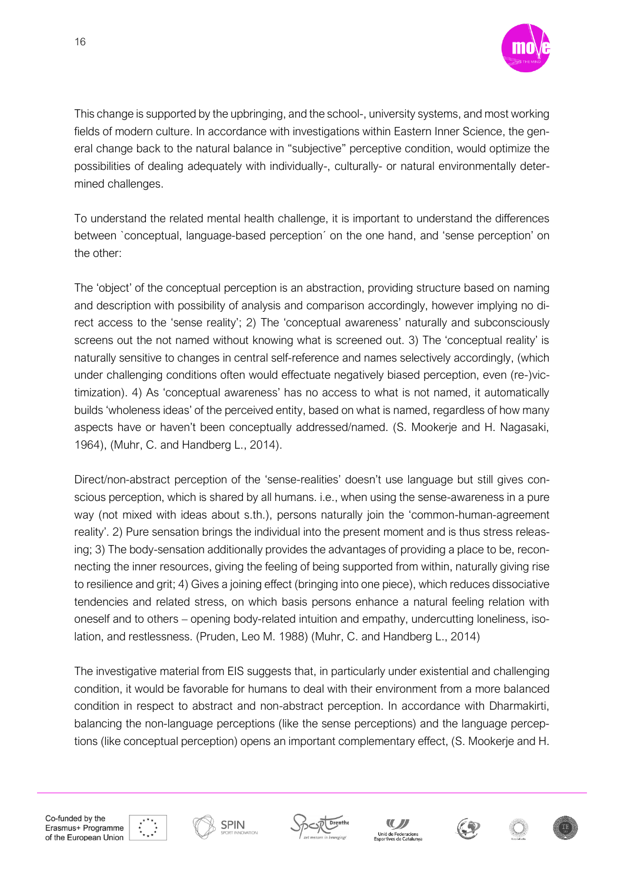This change is supported by the upbringing, and the school-, university systems, and most working fields of modern culture. In accordance with investigations within Eastern Inner Science, the general change back to the natural balance in "subjective" perceptive condition, would optimize the possibilities of dealing adequately with individually-, culturally- or natural environmentally determined challenges.

To understand the related mental health challenge, it is important to understand the differences between `conceptual, language-based perception´ on the one hand, and 'sense perception' on the other:

The 'object' of the conceptual perception is an abstraction, providing structure based on naming and description with possibility of analysis and comparison accordingly, however implying no direct access to the 'sense reality'; 2) The 'conceptual awareness' naturally and subconsciously screens out the not named without knowing what is screened out. 3) The 'conceptual reality' is naturally sensitive to changes in central self-reference and names selectively accordingly, (which under challenging conditions often would effectuate negatively biased perception, even (re-)victimization). 4) As 'conceptual awareness' has no access to what is not named, it automatically builds 'wholeness ideas' of the perceived entity, based on what is named, regardless of how many aspects have or haven't been conceptually addressed/named. (S. Mookerje and H. Nagasaki, 1964), (Muhr, C. and Handberg L., 2014).

Direct/non-abstract perception of the 'sense-realities' doesn't use language but still gives conscious perception, which is shared by all humans. i.e., when using the sense-awareness in a pure way (not mixed with ideas about s.th.), persons naturally join the 'common-human-agreement reality'. 2) Pure sensation brings the individual into the present moment and is thus stress releasing; 3) The body-sensation additionally provides the advantages of providing a place to be, reconnecting the inner resources, giving the feeling of being supported from within, naturally giving rise to resilience and grit; 4) Gives a joining effect (bringing into one piece), which reduces dissociative tendencies and related stress, on which basis persons enhance a natural feeling relation with oneself and to others – opening body-related intuition and empathy, undercutting loneliness, isolation, and restlessness. (Pruden, Leo M. 1988) (Muhr, C. and Handberg L., 2014)

The investigative material from EIS suggests that, in particularly under existential and challenging condition, it would be favorable for humans to deal with their environment from a more balanced condition in respect to abstract and non-abstract perception. In accordance with Dharmakirti, balancing the non-language perceptions (like the sense perceptions) and the language perceptions (like conceptual perception) opens an important complementary effect, (S. Mookerje and H.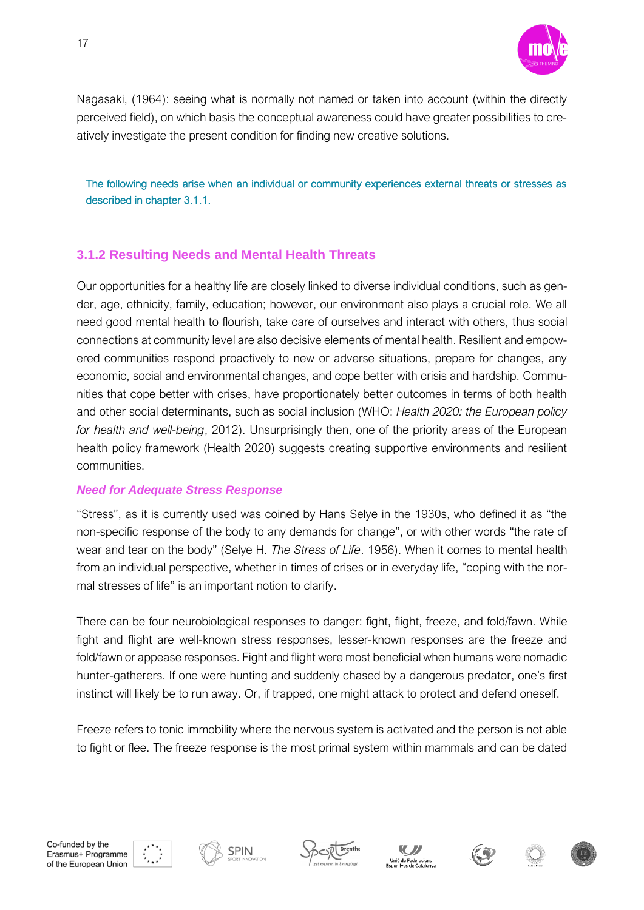Nagasaki, (1964): seeing what is normally not named or taken into account (within the directly perceived field), on which basis the conceptual awareness could have greater possibilities to creatively investigate the present condition for finding new creative solutions.

> The following needs arise when an individual or community experiences external threats or stresses as described in chapter 3.1.1.

### 3.1.2 Resulting Needs and Mental Health Threats

Our opportunities for a healthy life are closely linked to diverse individual conditions, such as gender, age, ethnicity, family, education; however, our environment also plays a crucial role. We all need good mental health to flourish, take care of ourselves and interact with others, thus social connections at community level are also decisive elements of mental health. Resilient and empowered communities respond proactively to new or adverse situations, prepare for changes, any economic, social and environmental changes, and cope better with crisis and hardship. Communities that cope better with crises, have proportionately better outcomes in terms of both health and other social determinants, such as social inclusion (WHO: *Health 2020: the European policy for health and well-being*, 2012). Unsurprisingly then, one of the priority areas of the European health policy framework (Health 2020) suggests creating supportive environments and resilient communities.

***Need for Adequate Stress Response***

"Stress", as it is currently used was coined by Hans Selye in the 1930s, who defined it as "the non-specific response of the body to any demands for change", or with other words "the rate of wear and tear on the body" (Selye H. *The Stress of Life*. 1956). When it comes to mental health from an individual perspective, whether in times of crises or in everyday life, "coping with the normal stresses of life" is an important notion to clarify.

There can be four neurobiological responses to danger: fight, flight, freeze, and fold/fawn. While fight and flight are well-known stress responses, lesser-known responses are the freeze and fold/fawn or appease responses. Fight and flight were most beneficial when humans were nomadic hunter-gatherers. If one were hunting and suddenly chased by a dangerous predator, one's first instinct will likely be to run away. Or, if trapped, one might attack to protect and defend oneself.

Freeze refers to tonic immobility where the nervous system is activated and the person is not able to fight or flee. The freeze response is the most primal system within mammals and can be dated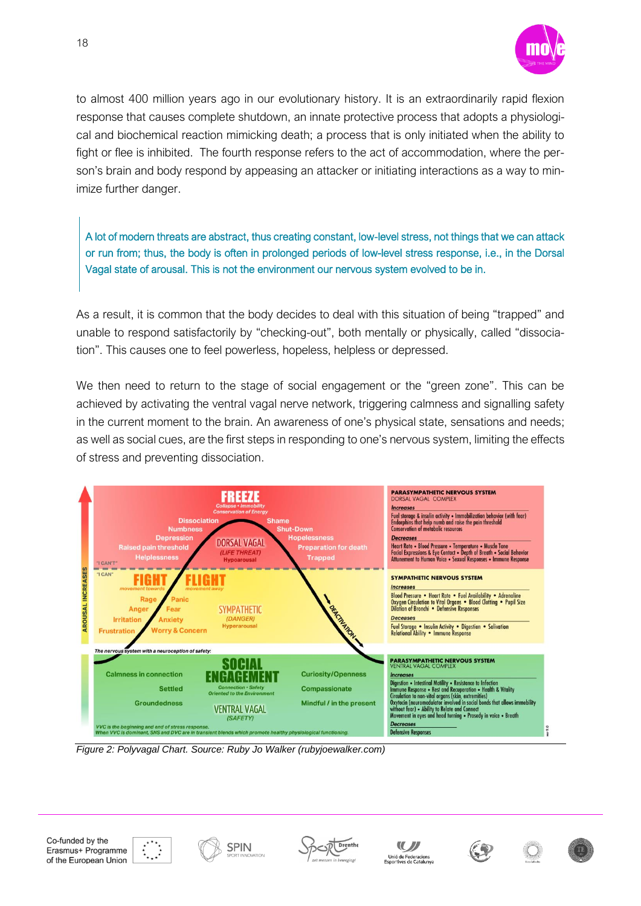to almost 400 million years ago in our evolutionary history. It is an extraordinarily rapid flexion response that causes complete shutdown, an innate protective process that adopts a physiological and biochemical reaction mimicking death; a process that is only initiated when the ability to fight or flee is inhibited. The fourth response refers to the act of accommodation, where the person's brain and body respond by appeasing an attacker or initiating interactions as a way to minimize further danger.

> A lot of modern threats are abstract, thus creating constant, low-level stress, not things that we can attack or run from; thus, the body is often in prolonged periods of low-level stress response, i.e., in the Dorsal Vagal state of arousal. This is not the environment our nervous system evolved to be in.

As a result, it is common that the body decides to deal with this situation of being "trapped" and unable to respond satisfactorily by "checking-out", both mentally or physically, called "dissociation". This causes one to feel powerless, hopeless, helpless or depressed.

We then need to return to the stage of social engagement or the "green zone". This can be achieved by activating the ventral vagal nerve network, triggering calmness and signalling safety in the current moment to the brain. An awareness of one's physical state, sensations and needs; as well as social cues, are the first steps in responding to one's nervous system, limiting the effects of stress and preventing dissociation.

*Figure 2: Polyvagal Chart. Source: Ruby Jo Walker (rubyjoewalker.com)*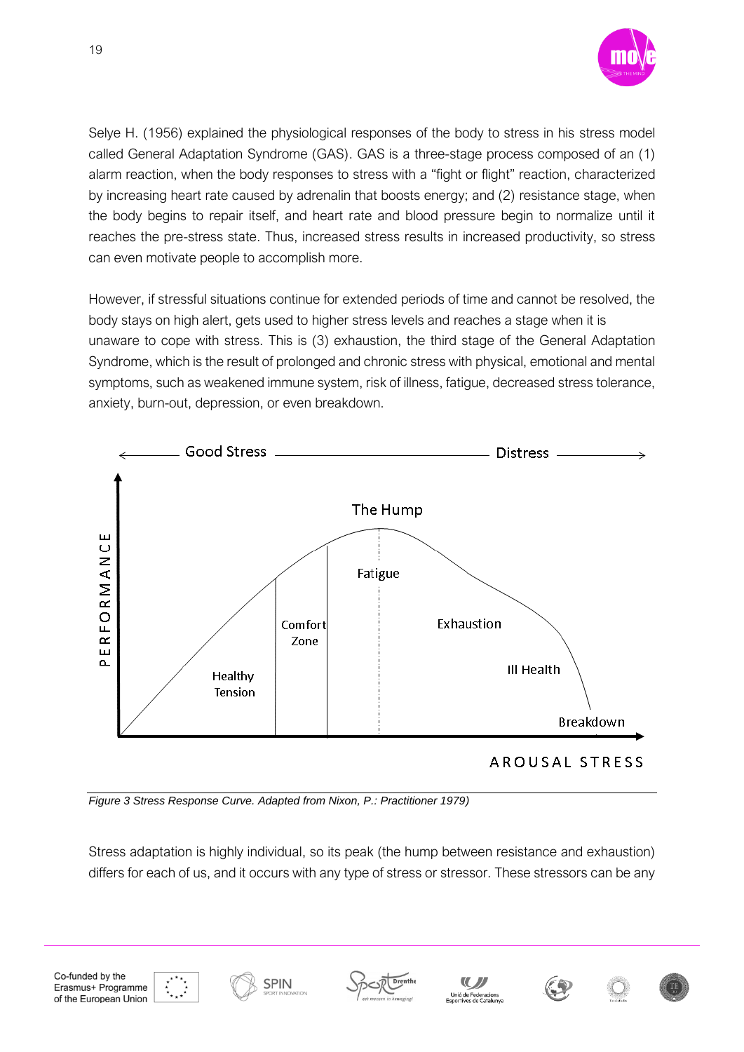Selye H. (1956) explained the physiological responses of the body to stress in his stress model called General Adaptation Syndrome (GAS). GAS is a three-stage process composed of an (1) alarm reaction, when the body responses to stress with a “fight or flight” reaction, characterized by increasing heart rate caused by adrenalin that boosts energy; and (2) resistance stage, when the body begins to repair itself, and heart rate and blood pressure begin to normalize until it reaches the pre-stress state. Thus, increased stress results in increased productivity, so stress can even motivate people to accomplish more.

However, if stressful situations continue for extended periods of time and cannot be resolved, the body stays on high alert, gets used to higher stress levels and reaches a stage when it is unaware to cope with stress. This is (3) exhaustion, the third stage of the General Adaptation Syndrome, which is the result of prolonged and chronic stress with physical, emotional and mental symptoms, such as weakened immune system, risk of illness, fatigue, decreased stress tolerance, anxiety, burn-out, depression, or even breakdown.

*Figure 3 Stress Response Curve. Adapted from Nixon, P.: Practitioner 1979)*

Stress adaptation is highly individual, so its peak (the hump between resistance and exhaustion) differs for each of us, and it occurs with any type of stress or stressor. These stressors can be any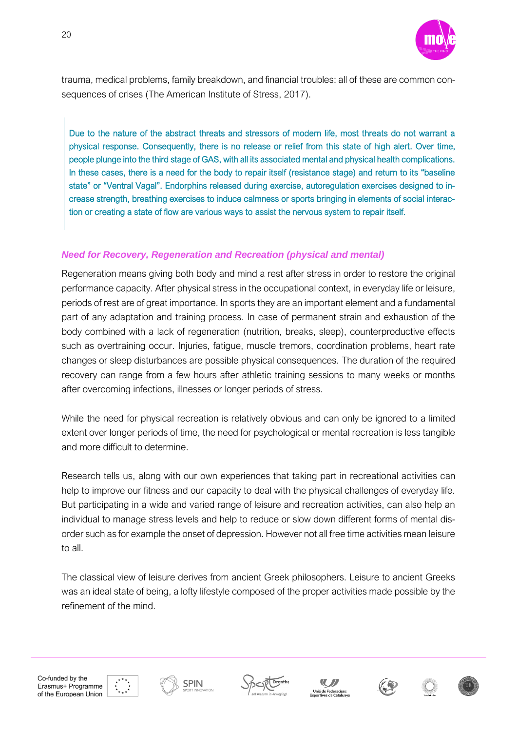trauma, medical problems, family breakdown, and financial troubles: all of these are common consequences of crises (The American Institute of Stress, 2017).

> Due to the nature of the abstract threats and stressors of modern life, most threats do not warrant a physical response. Consequently, there is no release or relief from this state of high alert. Over time, people plunge into the third stage of GAS, with all its associated mental and physical health complications. In these cases, there is a need for the body to repair itself (resistance stage) and return to its "baseline state" or "Ventral Vagal". Endorphins released during exercise, autoregulation exercises designed to increase strength, breathing exercises to induce calmness or sports bringing in elements of social interaction or creating a state of flow are various ways to assist the nervous system to repair itself.

### *Need for Recovery, Regeneration and Recreation (physical and mental)*

Regeneration means giving both body and mind a rest after stress in order to restore the original performance capacity. After physical stress in the occupational context, in everyday life or leisure, periods of rest are of great importance. In sports they are an important element and a fundamental part of any adaptation and training process. In case of permanent strain and exhaustion of the body combined with a lack of regeneration (nutrition, breaks, sleep), counterproductive effects such as overtraining occur. Injuries, fatigue, muscle tremors, coordination problems, heart rate changes or sleep disturbances are possible physical consequences. The duration of the required recovery can range from a few hours after athletic training sessions to many weeks or months after overcoming infections, illnesses or longer periods of stress.

While the need for physical recreation is relatively obvious and can only be ignored to a limited extent over longer periods of time, the need for psychological or mental recreation is less tangible and more difficult to determine.

Research tells us, along with our own experiences that taking part in recreational activities can help to improve our fitness and our capacity to deal with the physical challenges of everyday life. But participating in a wide and varied range of leisure and recreation activities, can also help an individual to manage stress levels and help to reduce or slow down different forms of mental disorder such as for example the onset of depression. However not all free time activities mean leisure to all.

The classical view of leisure derives from ancient Greek philosophers. Leisure to ancient Greeks was an ideal state of being, a lofty lifestyle composed of the proper activities made possible by the refinement of the mind.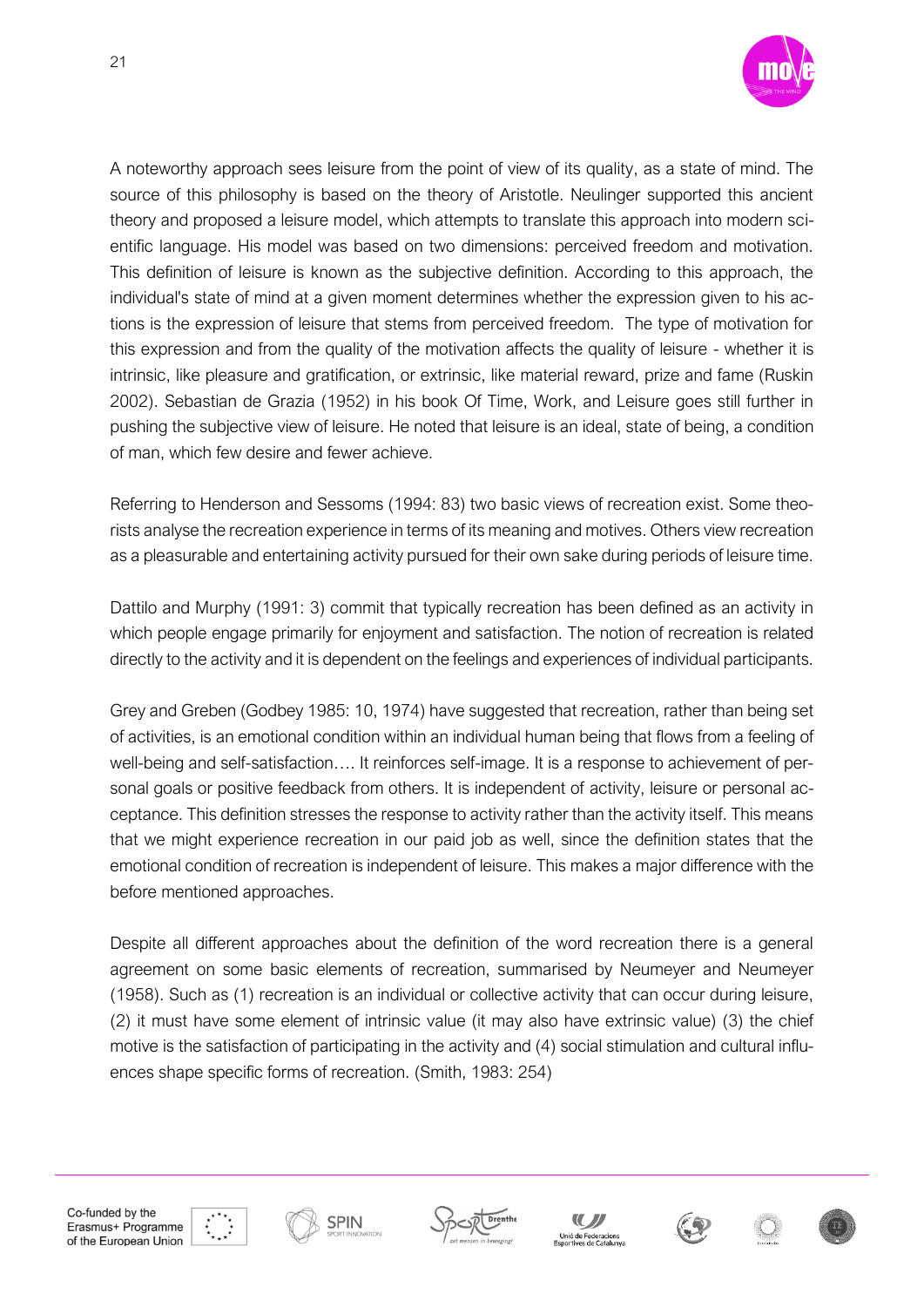A noteworthy approach sees leisure from the point of view of its quality, as a state of mind. The source of this philosophy is based on the theory of Aristotle. Neulinger supported this ancient theory and proposed a leisure model, which attempts to translate this approach into modern scientific language. His model was based on two dimensions: perceived freedom and motivation. This definition of leisure is known as the subjective definition. According to this approach, the individual's state of mind at a given moment determines whether the expression given to his actions is the expression of leisure that stems from perceived freedom. The type of motivation for this expression and from the quality of the motivation affects the quality of leisure - whether it is intrinsic, like pleasure and gratification, or extrinsic, like material reward, prize and fame (Ruskin 2002). Sebastian de Grazia (1952) in his book Of Time, Work, and Leisure goes still further in pushing the subjective view of leisure. He noted that leisure is an ideal, state of being, a condition of man, which few desire and fewer achieve.

Referring to Henderson and Sessoms (1994: 83) two basic views of recreation exist. Some theorists analyse the recreation experience in terms of its meaning and motives. Others view recreation as a pleasurable and entertaining activity pursued for their own sake during periods of leisure time.

Dattilo and Murphy (1991: 3) commit that typically recreation has been defined as an activity in which people engage primarily for enjoyment and satisfaction. The notion of recreation is related directly to the activity and it is dependent on the feelings and experiences of individual participants.

Grey and Greben (Godbey 1985: 10, 1974) have suggested that recreation, rather than being set of activities, is an emotional condition within an individual human being that flows from a feeling of well-being and self-satisfaction…. It reinforces self-image. It is a response to achievement of personal goals or positive feedback from others. It is independent of activity, leisure or personal acceptance. This definition stresses the response to activity rather than the activity itself. This means that we might experience recreation in our paid job as well, since the definition states that the emotional condition of recreation is independent of leisure. This makes a major difference with the before mentioned approaches.

Despite all different approaches about the definition of the word recreation there is a general agreement on some basic elements of recreation, summarised by Neumeyer and Neumeyer (1958). Such as (1) recreation is an individual or collective activity that can occur during leisure, (2) it must have some element of intrinsic value (it may also have extrinsic value) (3) the chief motive is the satisfaction of participating in the activity and (4) social stimulation and cultural influences shape specific forms of recreation. (Smith, 1983: 254)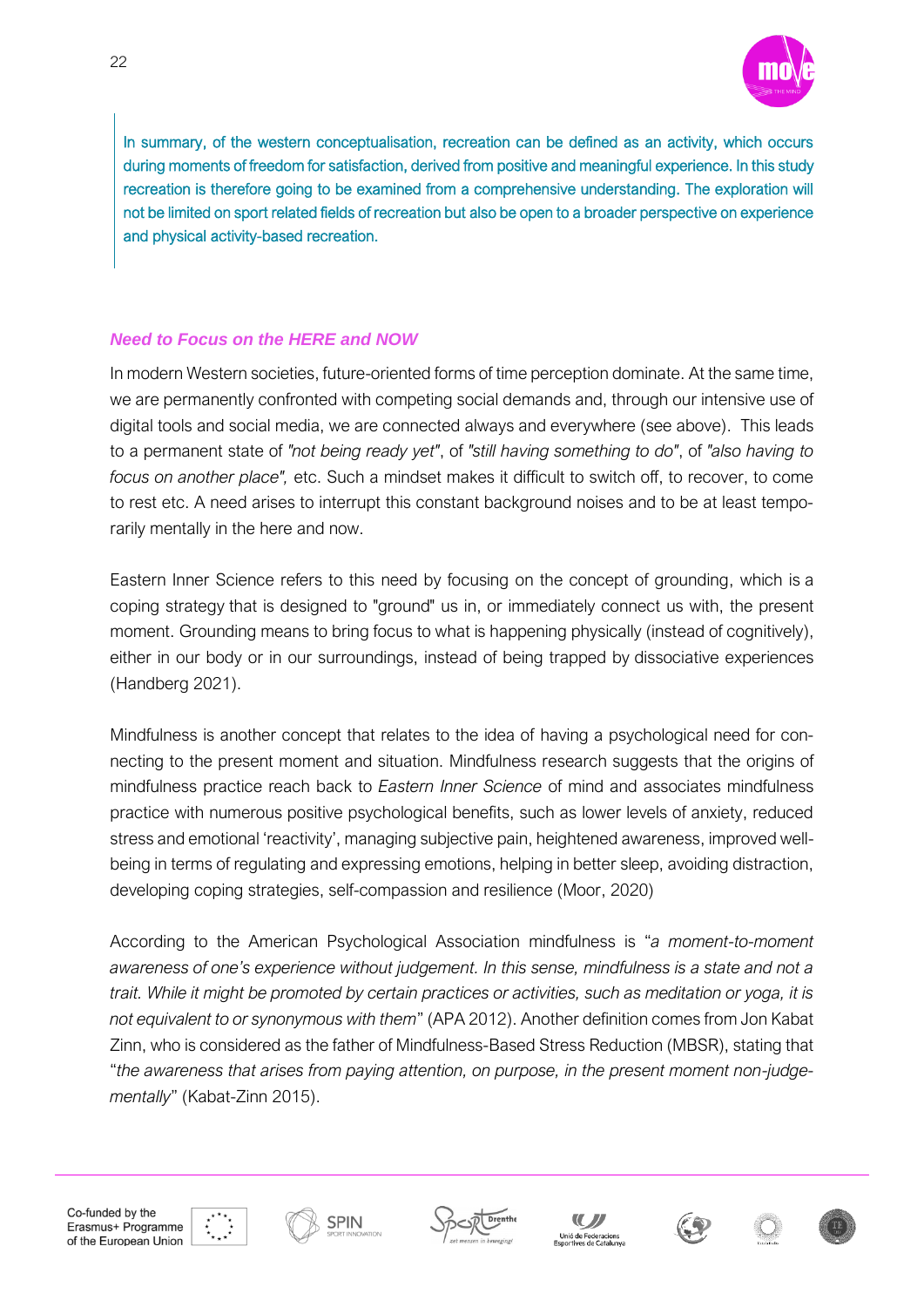In summary, of the western conceptualisation, recreation can be defined as an activity, which occurs during moments of freedom for satisfaction, derived from positive and meaningful experience. In this study recreation is therefore going to be examined from a comprehensive understanding. The exploration will not be limited on sport related fields of recreation but also be open to a broader perspective on experience and physical activity-based recreation.

### *Need to Focus on the HERE and NOW*

In modern Western societies, future-oriented forms of time perception dominate. At the same time, we are permanently confronted with competing social demands and, through our intensive use of digital tools and social media, we are connected always and everywhere (see above). This leads to a permanent state of *"not being ready yet"*, of *"still having something to do"*, of *"also having to focus on another place",* etc. Such a mindset makes it difficult to switch off, to recover, to come to rest etc. A need arises to interrupt this constant background noises and to be at least temporarily mentally in the here and now.

Eastern Inner Science refers to this need by focusing on the concept of grounding, which is a coping strategy that is designed to "ground" us in, or immediately connect us with, the present moment. Grounding means to bring focus to what is happening physically (instead of cognitively), either in our body or in our surroundings, instead of being trapped by dissociative experiences (Handberg 2021).

Mindfulness is another concept that relates to the idea of having a psychological need for connecting to the present moment and situation. Mindfulness research suggests that the origins of mindfulness practice reach back to *Eastern Inner Science* of mind and associates mindfulness practice with numerous positive psychological benefits, such as lower levels of anxiety, reduced stress and emotional 'reactivity', managing subjective pain, heightened awareness, improved well-being in terms of regulating and expressing emotions, helping in better sleep, avoiding distraction, developing coping strategies, self-compassion and resilience (Moor, 2020)

According to the American Psychological Association mindfulness is "*a moment-to-moment awareness of one's experience without judgement. In this sense, mindfulness is a state and not a trait. While it might be promoted by certain practices or activities, such as meditation or yoga, it is not equivalent to or synonymous with them*" (APA 2012). Another definition comes from Jon Kabat Zinn, who is considered as the father of Mindfulness-Based Stress Reduction (MBSR), stating that "*the awareness that arises from paying attention, on purpose, in the present moment non-judgementally*" (Kabat-Zinn 2015).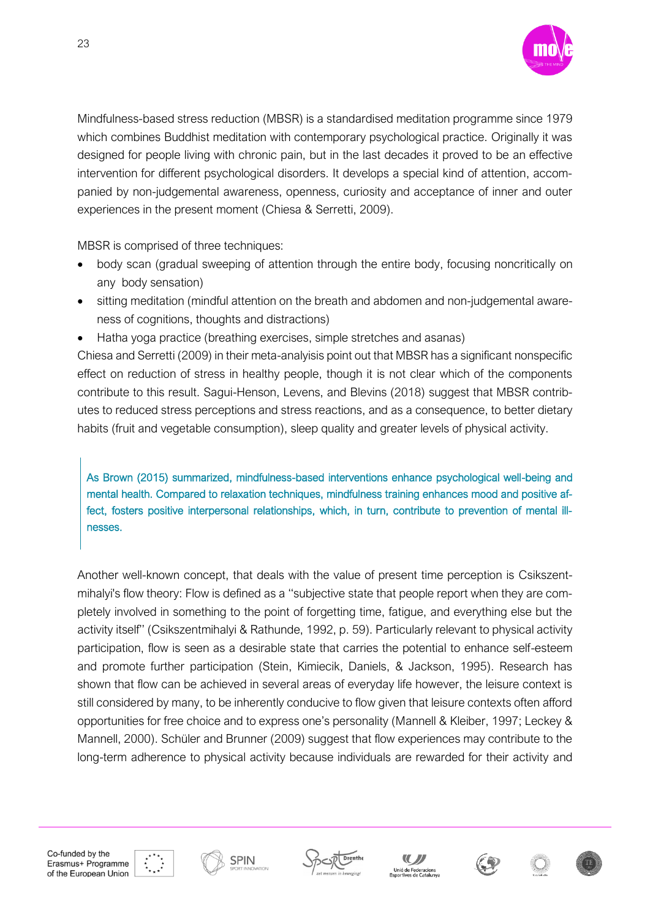Mindfulness-based stress reduction (MBSR) is a standardised meditation programme since 1979 which combines Buddhist meditation with contemporary psychological practice. Originally it was designed for people living with chronic pain, but in the last decades it proved to be an effective intervention for different psychological disorders. It develops a special kind of attention, accompanied by non-judgemental awareness, openness, curiosity and acceptance of inner and outer experiences in the present moment (Chiesa & Serretti, 2009).

MBSR is comprised of three techniques:

- body scan (gradual sweeping of attention through the entire body, focusing noncritically on any body sensation)
- sitting meditation (mindful attention on the breath and abdomen and non-judgemental awareness of cognitions, thoughts and distractions)
- Hatha yoga practice (breathing exercises, simple stretches and asanas)

Chiesa and Serretti (2009) in their meta-analyisis point out that MBSR has a significant nonspecific effect on reduction of stress in healthy people, though it is not clear which of the components contribute to this result. Sagui-Henson, Levens, and Blevins (2018) suggest that MBSR contributes to reduced stress perceptions and stress reactions, and as a consequence, to better dietary habits (fruit and vegetable consumption), sleep quality and greater levels of physical activity.

> As Brown (2015) summarized, mindfulness-based interventions enhance psychological well-being and mental health. Compared to relaxation techniques, mindfulness training enhances mood and positive affect, fosters positive interpersonal relationships, which, in turn, contribute to prevention of mental illnesses.

Another well-known concept, that deals with the value of present time perception is Csikszentmihalyi's flow theory: Flow is defined as a ''subjective state that people report when they are completely involved in something to the point of forgetting time, fatigue, and everything else but the activity itself'' (Csikszentmihalyi & Rathunde, 1992, p. 59). Particularly relevant to physical activity participation, flow is seen as a desirable state that carries the potential to enhance self-esteem and promote further participation (Stein, Kimiecik, Daniels, & Jackson, 1995). Research has shown that flow can be achieved in several areas of everyday life however, the leisure context is still considered by many, to be inherently conducive to flow given that leisure contexts often afford opportunities for free choice and to express one's personality (Mannell & Kleiber, 1997; Leckey & Mannell, 2000). Schüler and Brunner (2009) suggest that flow experiences may contribute to the long-term adherence to physical activity because individuals are rewarded for their activity and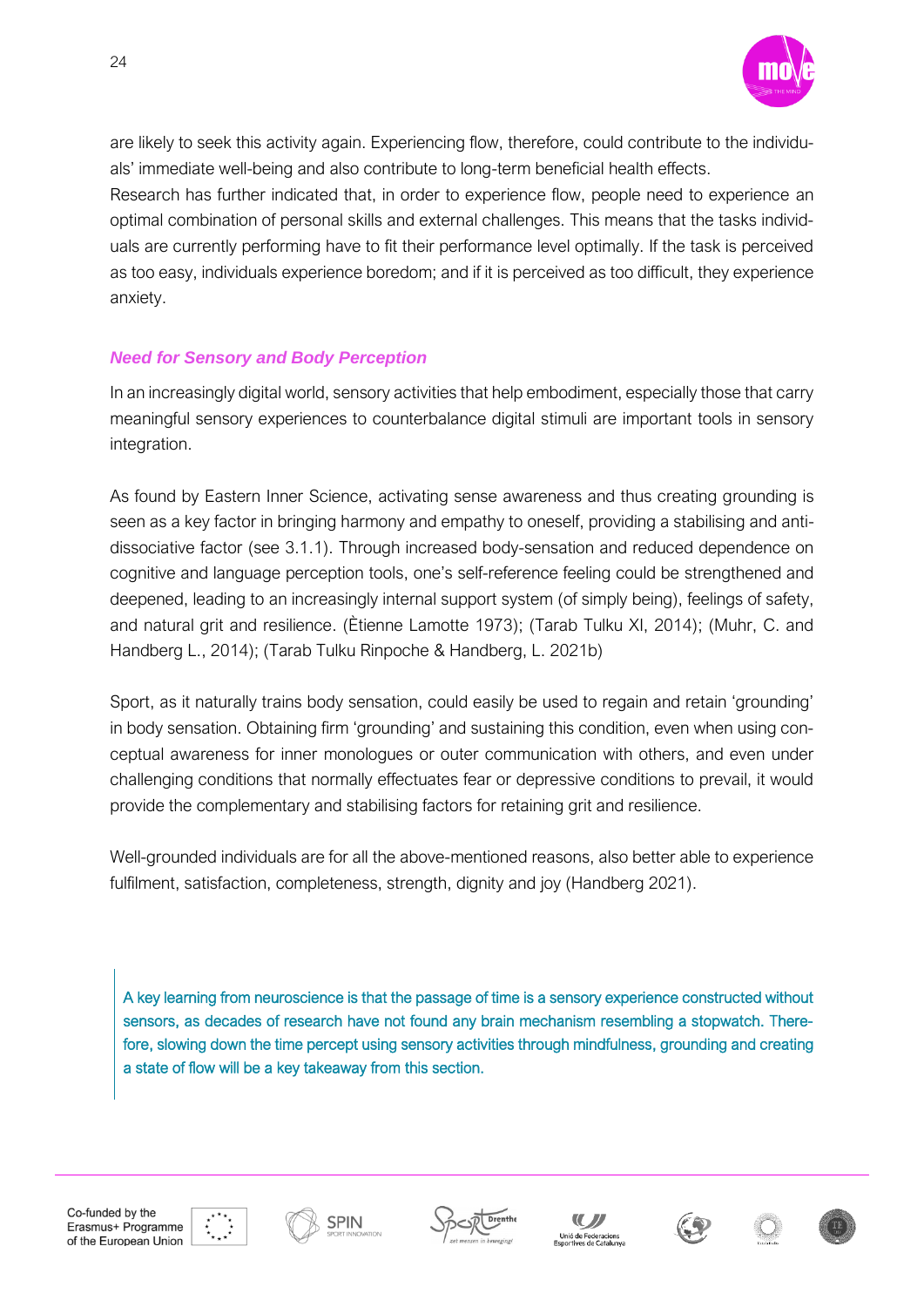are likely to seek this activity again. Experiencing flow, therefore, could contribute to the individuals' immediate well-being and also contribute to long-term beneficial health effects.
Research has further indicated that, in order to experience flow, people need to experience an optimal combination of personal skills and external challenges. This means that the tasks individuals are currently performing have to fit their performance level optimally. If the task is perceived as too easy, individuals experience boredom; and if it is perceived as too difficult, they experience anxiety.

### *Need for Sensory and Body Perception*

In an increasingly digital world, sensory activities that help embodiment, especially those that carry meaningful sensory experiences to counterbalance digital stimuli are important tools in sensory integration.

As found by Eastern Inner Science, activating sense awareness and thus creating grounding is seen as a key factor in bringing harmony and empathy to oneself, providing a stabilising and anti-dissociative factor (see 3.1.1). Through increased body-sensation and reduced dependence on cognitive and language perception tools, one's self-reference feeling could be strengthened and deepened, leading to an increasingly internal support system (of simply being), feelings of safety, and natural grit and resilience. (Ètienne Lamotte 1973); (Tarab Tulku XI, 2014); (Muhr, C. and Handberg L., 2014); (Tarab Tulku Rinpoche & Handberg, L. 2021b)

Sport, as it naturally trains body sensation, could easily be used to regain and retain 'grounding' in body sensation. Obtaining firm 'grounding' and sustaining this condition, even when using conceptual awareness for inner monologues or outer communication with others, and even under challenging conditions that normally effectuates fear or depressive conditions to prevail, it would provide the complementary and stabilising factors for retaining grit and resilience.

Well-grounded individuals are for all the above-mentioned reasons, also better able to experience fulfilment, satisfaction, completeness, strength, dignity and joy (Handberg 2021).

> A key learning from neuroscience is that the passage of time is a sensory experience constructed without sensors, as decades of research have not found any brain mechanism resembling a stopwatch. Therefore, slowing down the time percept using sensory activities through mindfulness, grounding and creating a state of flow will be a key takeaway from this section.

Co-funded by the Erasmus+ Programme of the European Union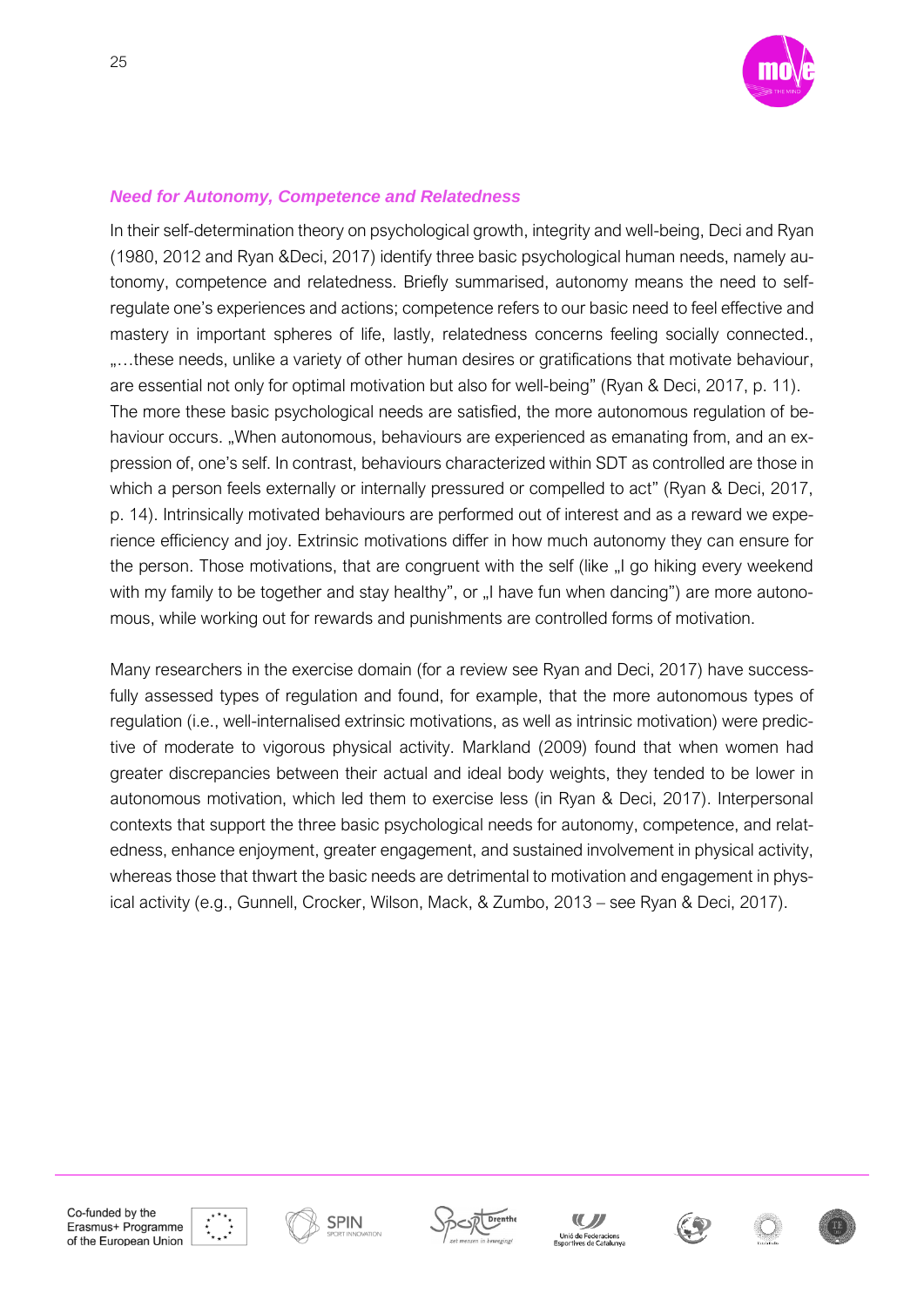### *Need for Autonomy, Competence and Relatedness*

In their self-determination theory on psychological growth, integrity and well-being, Deci and Ryan (1980, 2012 and Ryan &Deci, 2017) identify three basic psychological human needs, namely autonomy, competence and relatedness. Briefly summarised, autonomy means the need to self-regulate one's experiences and actions; competence refers to our basic need to feel effective and mastery in important spheres of life, lastly, relatedness concerns feeling socially connected., „…these needs, unlike a variety of other human desires or gratifications that motivate behaviour, are essential not only for optimal motivation but also for well-being" (Ryan & Deci, 2017, p. 11).
The more these basic psychological needs are satisfied, the more autonomous regulation of behaviour occurs. „When autonomous, behaviours are experienced as emanating from, and an expression of, one's self. In contrast, behaviours characterized within SDT as controlled are those in which a person feels externally or internally pressured or compelled to act" (Ryan & Deci, 2017, p. 14). Intrinsically motivated behaviours are performed out of interest and as a reward we experience efficiency and joy. Extrinsic motivations differ in how much autonomy they can ensure for the person. Those motivations, that are congruent with the self (like „I go hiking every weekend with my family to be together and stay healthy", or „I have fun when dancing") are more autonomous, while working out for rewards and punishments are controlled forms of motivation.

Many researchers in the exercise domain (for a review see Ryan and Deci, 2017) have successfully assessed types of regulation and found, for example, that the more autonomous types of regulation (i.e., well-internalised extrinsic motivations, as well as intrinsic motivation) were predictive of moderate to vigorous physical activity. Markland (2009) found that when women had greater discrepancies between their actual and ideal body weights, they tended to be lower in autonomous motivation, which led them to exercise less (in Ryan & Deci, 2017). Interpersonal contexts that support the three basic psychological needs for autonomy, competence, and relatedness, enhance enjoyment, greater engagement, and sustained involvement in physical activity, whereas those that thwart the basic needs are detrimental to motivation and engagement in physical activity (e.g., Gunnell, Crocker, Wilson, Mack, & Zumbo, 2013 – see Ryan & Deci, 2017).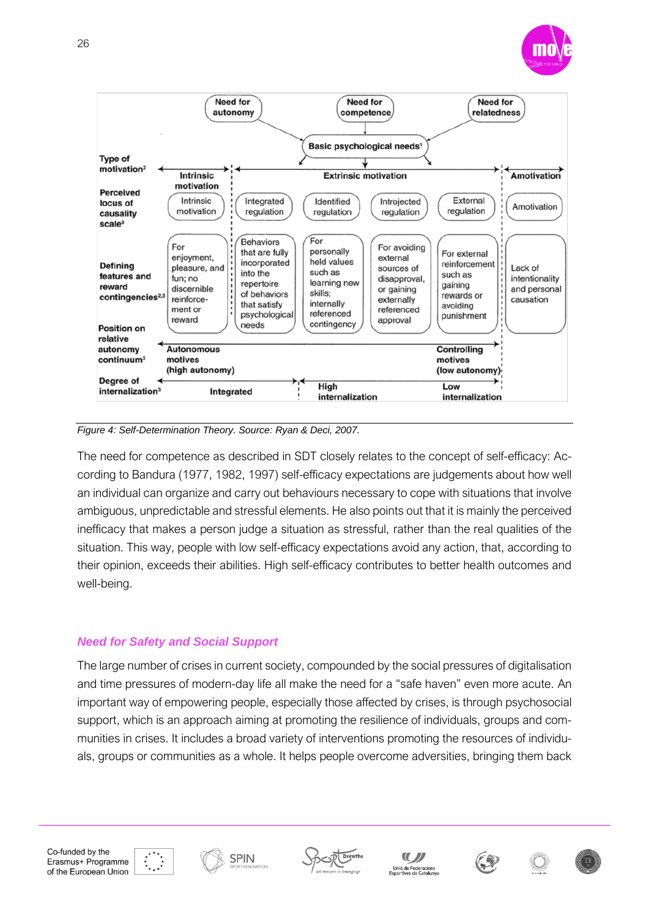Need for autonomy | Need for competence | Need for relatedness → Basic psychological needs[1]

| | | | | | | |
|---|---|---|---|---|---|---|
| **Type of motivation**[2] | **Intrinsic motivation** | **Extrinsic motivation** | | | | **Amotivation** |
| **Perceived locus of causality scale**[3] | Intrinsic motivation | Integrated regulation | Identified regulation | Introjected regulation | External regulation | Amotivation |
| **Defining features and reward contingencies**[2,3] | For enjoyment, pleasure, and fun; no discernible reinforce-ment or reward | Behaviors that are fully incorporated into the repertoire of behaviors that satisfy psychological needs | For personally held values such as learning new skills; internally referenced contingency | For avoiding external sources of disapproval, or gaining externally referenced approval | For external reinforcement such as gaining rewards or avoiding punishment | Lack of intentionality and personal causation |
| **Position on relative autonomy continuum**[3] | **Autonomous motives (high autonomy)** | | | | **Controlling motives (low autonomy)** | |
| **Degree of internalization**[3] | **Integrated** | | **High internalization** | | **Low internalization** | |

*Figure 4: Self-Determination Theory. Source: Ryan & Deci, 2007.*

The need for competence as described in SDT closely relates to the concept of self-efficacy: According to Bandura (1977, 1982, 1997) self-efficacy expectations are judgements about how well an individual can organize and carry out behaviours necessary to cope with situations that involve ambiguous, unpredictable and stressful elements. He also points out that it is mainly the perceived inefficacy that makes a person judge a situation as stressful, rather than the real qualities of the situation. This way, people with low self-efficacy expectations avoid any action, that, according to their opinion, exceeds their abilities. High self-efficacy contributes to better health outcomes and well-being.

### *Need for Safety and Social Support*

The large number of crises in current society, compounded by the social pressures of digitalisation and time pressures of modern-day life all make the need for a "safe haven" even more acute. An important way of empowering people, especially those affected by crises, is through psychosocial support, which is an approach aiming at promoting the resilience of individuals, groups and communities in crises. It includes a broad variety of interventions promoting the resources of individuals, groups or communities as a whole. It helps people overcome adversities, bringing them back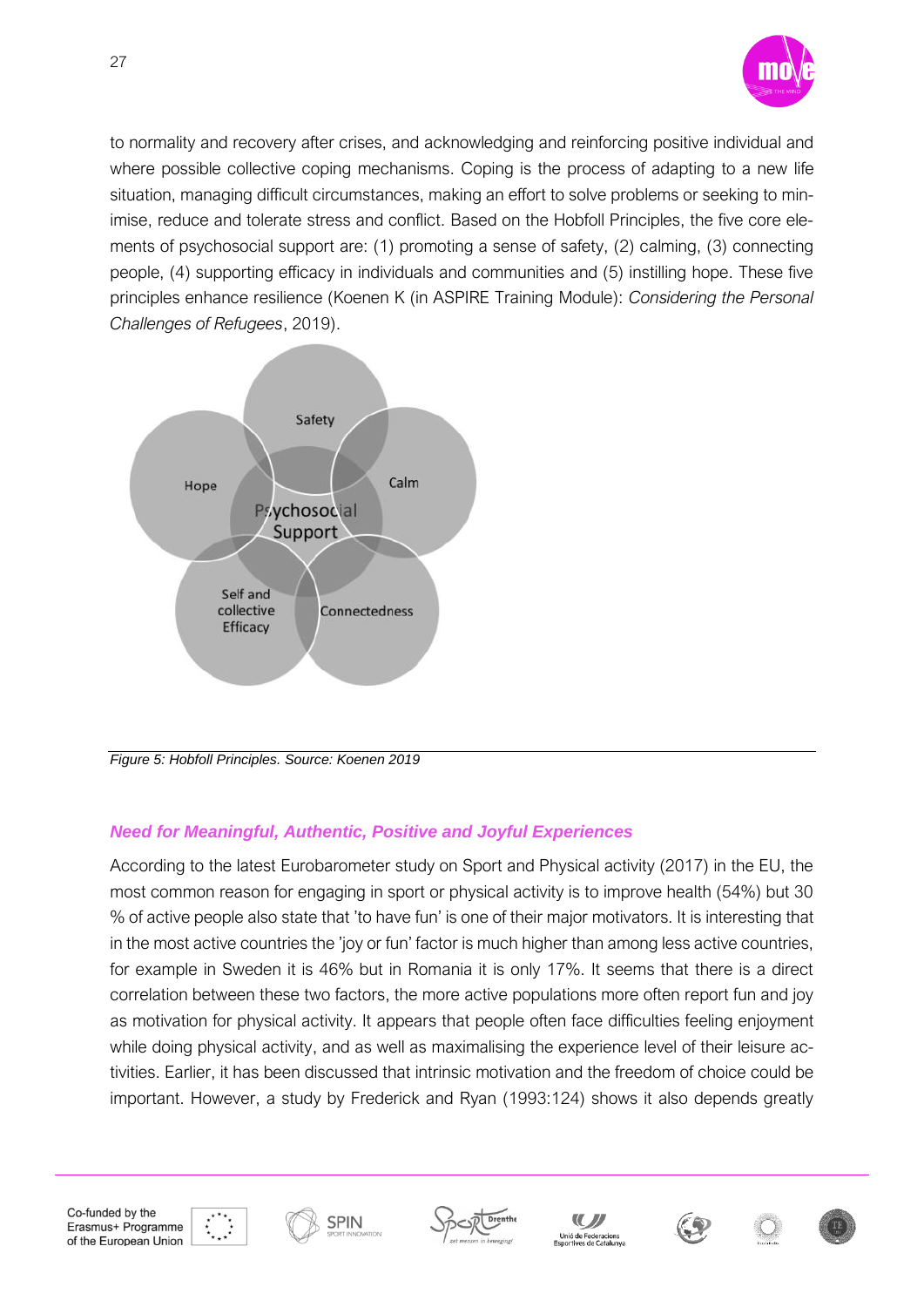to normality and recovery after crises, and acknowledging and reinforcing positive individual and where possible collective coping mechanisms. Coping is the process of adapting to a new life situation, managing difficult circumstances, making an effort to solve problems or seeking to minimise, reduce and tolerate stress and conflict. Based on the Hobfoll Principles, the five core elements of psychosocial support are: (1) promoting a sense of safety, (2) calming, (3) connecting people, (4) supporting efficacy in individuals and communities and (5) instilling hope. These five principles enhance resilience (Koenen K (in ASPIRE Training Module): *Considering the Personal Challenges of Refugees*, 2019).

Safety

Hope

Calm

Psychosocial Support

Self and collective Efficacy

Connectedness

*Figure 5: Hobfoll Principles. Source: Koenen 2019*

### *Need for Meaningful, Authentic, Positive and Joyful Experiences*

According to the latest Eurobarometer study on Sport and Physical activity (2017) in the EU, the most common reason for engaging in sport or physical activity is to improve health (54%) but 30 % of active people also state that 'to have fun' is one of their major motivators. It is interesting that in the most active countries the 'joy or fun' factor is much higher than among less active countries, for example in Sweden it is 46% but in Romania it is only 17%. It seems that there is a direct correlation between these two factors, the more active populations more often report fun and joy as motivation for physical activity. It appears that people often face difficulties feeling enjoyment while doing physical activity, and as well as maximalising the experience level of their leisure activities. Earlier, it has been discussed that intrinsic motivation and the freedom of choice could be important. However, a study by Frederick and Ryan (1993:124) shows it also depends greatly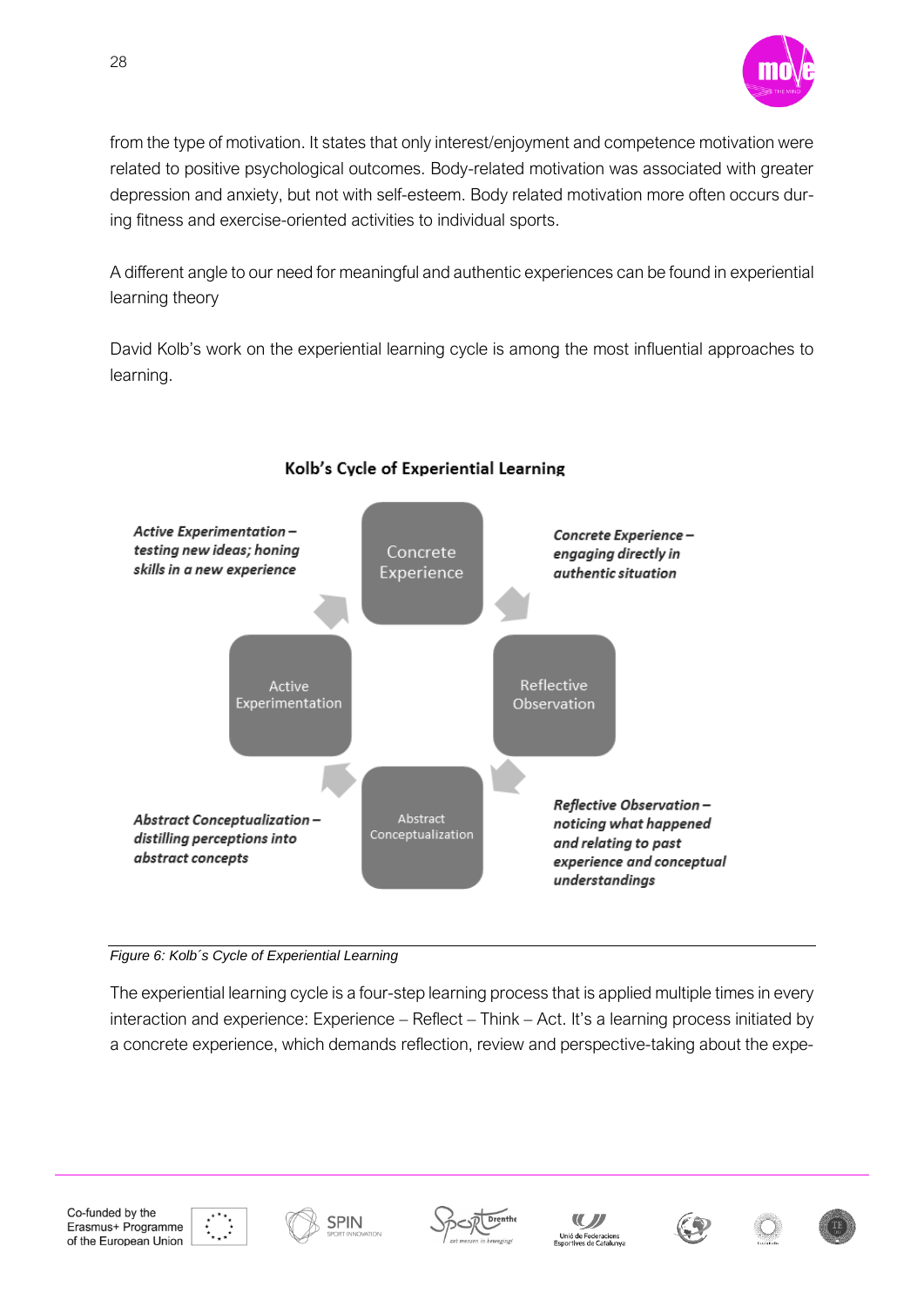from the type of motivation. It states that only interest/enjoyment and competence motivation were related to positive psychological outcomes. Body-related motivation was associated with greater depression and anxiety, but not with self-esteem. Body related motivation more often occurs during fitness and exercise-oriented activities to individual sports.

A different angle to our need for meaningful and authentic experiences can be found in experiential learning theory

David Kolb's work on the experiential learning cycle is among the most influential approaches to learning.

**Kolb's Cycle of Experiential Learning**

*Active Experimentation – testing new ideas; honing skills in a new experience*

Concrete Experience

*Concrete Experience – engaging directly in authentic situation*

Active Experimentation

Reflective Observation

Abstract Conceptualization

*Abstract Conceptualization – distilling perceptions into abstract concepts*

*Reflective Observation – noticing what happened and relating to past experience and conceptual understandings*

*Figure 6: Kolb´s Cycle of Experiential Learning*

The experiential learning cycle is a four-step learning process that is applied multiple times in every interaction and experience: Experience – Reflect – Think – Act. It's a learning process initiated by a concrete experience, which demands reflection, review and perspective-taking about the expe-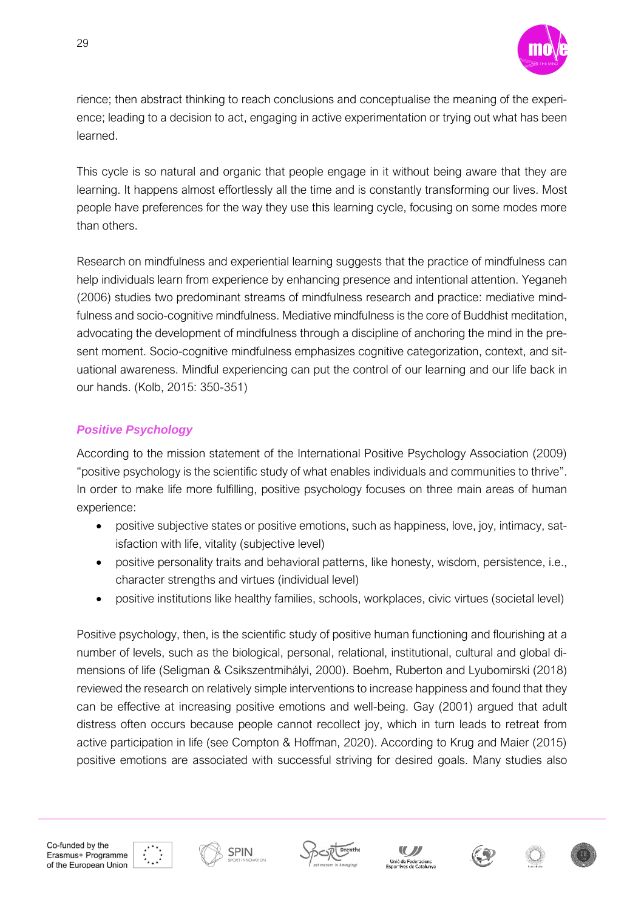rience; then abstract thinking to reach conclusions and conceptualise the meaning of the experience; leading to a decision to act, engaging in active experimentation or trying out what has been learned.

This cycle is so natural and organic that people engage in it without being aware that they are learning. It happens almost effortlessly all the time and is constantly transforming our lives. Most people have preferences for the way they use this learning cycle, focusing on some modes more than others.

Research on mindfulness and experiential learning suggests that the practice of mindfulness can help individuals learn from experience by enhancing presence and intentional attention. Yeganeh (2006) studies two predominant streams of mindfulness research and practice: mediative mindfulness and socio-cognitive mindfulness. Mediative mindfulness is the core of Buddhist meditation, advocating the development of mindfulness through a discipline of anchoring the mind in the present moment. Socio-cognitive mindfulness emphasizes cognitive categorization, context, and situational awareness. Mindful experiencing can put the control of our learning and our life back in our hands. (Kolb, 2015: 350-351)

### ***Positive Psychology***

According to the mission statement of the International Positive Psychology Association (2009) "positive psychology is the scientific study of what enables individuals and communities to thrive". In order to make life more fulfilling, positive psychology focuses on three main areas of human experience:

- positive subjective states or positive emotions, such as happiness, love, joy, intimacy, satisfaction with life, vitality (subjective level)
- positive personality traits and behavioral patterns, like honesty, wisdom, persistence, i.e., character strengths and virtues (individual level)
- positive institutions like healthy families, schools, workplaces, civic virtues (societal level)

Positive psychology, then, is the scientific study of positive human functioning and flourishing at a number of levels, such as the biological, personal, relational, institutional, cultural and global dimensions of life (Seligman & Csikszentmihályi, 2000). Boehm, Ruberton and Lyubomirski (2018) reviewed the research on relatively simple interventions to increase happiness and found that they can be effective at increasing positive emotions and well-being. Gay (2001) argued that adult distress often occurs because people cannot recollect joy, which in turn leads to retreat from active participation in life (see Compton & Hoffman, 2020). According to Krug and Maier (2015) positive emotions are associated with successful striving for desired goals. Many studies also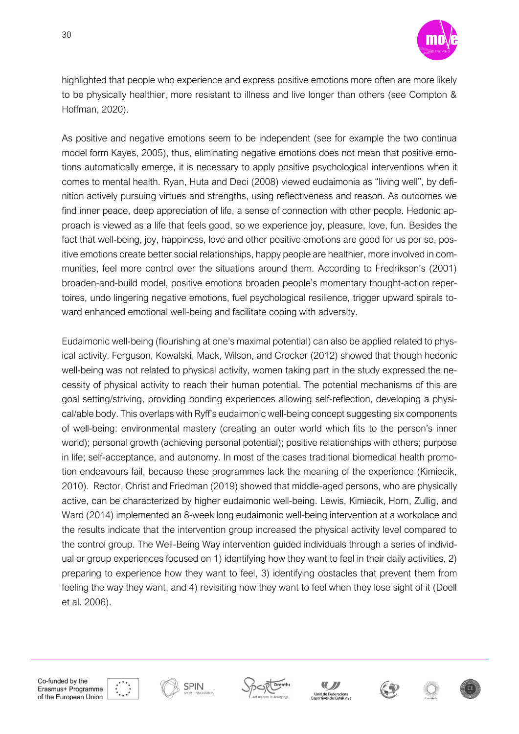highlighted that people who experience and express positive emotions more often are more likely to be physically healthier, more resistant to illness and live longer than others (see Compton & Hoffman, 2020).

As positive and negative emotions seem to be independent (see for example the two continua model form Kayes, 2005), thus, eliminating negative emotions does not mean that positive emotions automatically emerge, it is necessary to apply positive psychological interventions when it comes to mental health. Ryan, Huta and Deci (2008) viewed eudaimonia as "living well", by definition actively pursuing virtues and strengths, using reflectiveness and reason. As outcomes we find inner peace, deep appreciation of life, a sense of connection with other people. Hedonic approach is viewed as a life that feels good, so we experience joy, pleasure, love, fun. Besides the fact that well-being, joy, happiness, love and other positive emotions are good for us per se, positive emotions create better social relationships, happy people are healthier, more involved in communities, feel more control over the situations around them. According to Fredrikson's (2001) broaden-and-build model, positive emotions broaden people's momentary thought-action repertoires, undo lingering negative emotions, fuel psychological resilience, trigger upward spirals toward enhanced emotional well-being and facilitate coping with adversity.

Eudaimonic well-being (flourishing at one's maximal potential) can also be applied related to physical activity. Ferguson, Kowalski, Mack, Wilson, and Crocker (2012) showed that though hedonic well-being was not related to physical activity, women taking part in the study expressed the necessity of physical activity to reach their human potential. The potential mechanisms of this are goal setting/striving, providing bonding experiences allowing self-reflection, developing a physical/able body. This overlaps with Ryff's eudaimonic well-being concept suggesting six components of well-being: environmental mastery (creating an outer world which fits to the person's inner world); personal growth (achieving personal potential); positive relationships with others; purpose in life; self-acceptance, and autonomy. In most of the cases traditional biomedical health promotion endeavours fail, because these programmes lack the meaning of the experience (Kimiecik, 2010). Rector, Christ and Friedman (2019) showed that middle-aged persons, who are physically active, can be characterized by higher eudaimonic well-being. Lewis, Kimiecik, Horn, Zullig, and Ward (2014) implemented an 8-week long eudaimonic well-being intervention at a workplace and the results indicate that the intervention group increased the physical activity level compared to the control group. The Well-Being Way intervention guided individuals through a series of individual or group experiences focused on 1) identifying how they want to feel in their daily activities, 2) preparing to experience how they want to feel, 3) identifying obstacles that prevent them from feeling the way they want, and 4) revisiting how they want to feel when they lose sight of it (Doell et al. 2006).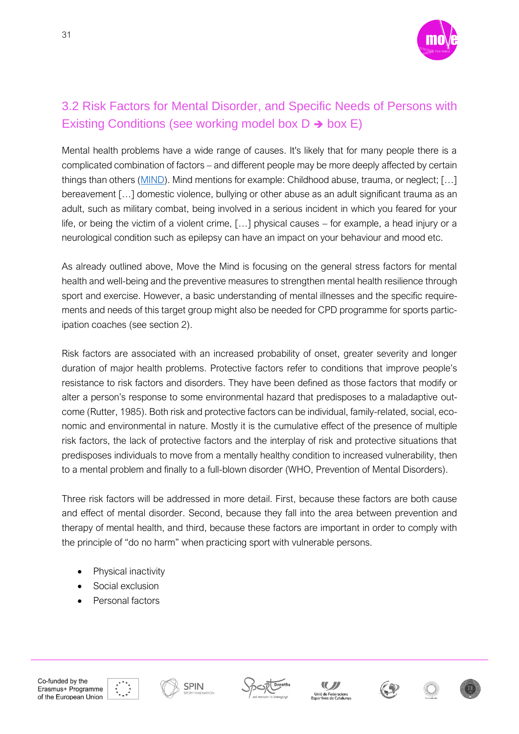## 3.2 Risk Factors for Mental Disorder, and Specific Needs of Persons with Existing Conditions (see working model box D ➔ box E)

Mental health problems have a wide range of causes. It's likely that for many people there is a complicated combination of factors – and different people may be more deeply affected by certain things than others (MIND). Mind mentions for example: Childhood abuse, trauma, or neglect; […] bereavement […] domestic violence, bullying or other abuse as an adult significant trauma as an adult, such as military combat, being involved in a serious incident in which you feared for your life, or being the victim of a violent crime, […] physical causes – for example, a head injury or a neurological condition such as epilepsy can have an impact on your behaviour and mood etc.

As already outlined above, Move the Mind is focusing on the general stress factors for mental health and well-being and the preventive measures to strengthen mental health resilience through sport and exercise. However, a basic understanding of mental illnesses and the specific requirements and needs of this target group might also be needed for CPD programme for sports participation coaches (see section 2).

Risk factors are associated with an increased probability of onset, greater severity and longer duration of major health problems. Protective factors refer to conditions that improve people's resistance to risk factors and disorders. They have been defined as those factors that modify or alter a person's response to some environmental hazard that predisposes to a maladaptive outcome (Rutter, 1985). Both risk and protective factors can be individual, family-related, social, economic and environmental in nature. Mostly it is the cumulative effect of the presence of multiple risk factors, the lack of protective factors and the interplay of risk and protective situations that predisposes individuals to move from a mentally healthy condition to increased vulnerability, then to a mental problem and finally to a full-blown disorder (WHO, Prevention of Mental Disorders).

Three risk factors will be addressed in more detail. First, because these factors are both cause and effect of mental disorder. Second, because they fall into the area between prevention and therapy of mental health, and third, because these factors are important in order to comply with the principle of "do no harm" when practicing sport with vulnerable persons.

- Physical inactivity
- Social exclusion
- Personal factors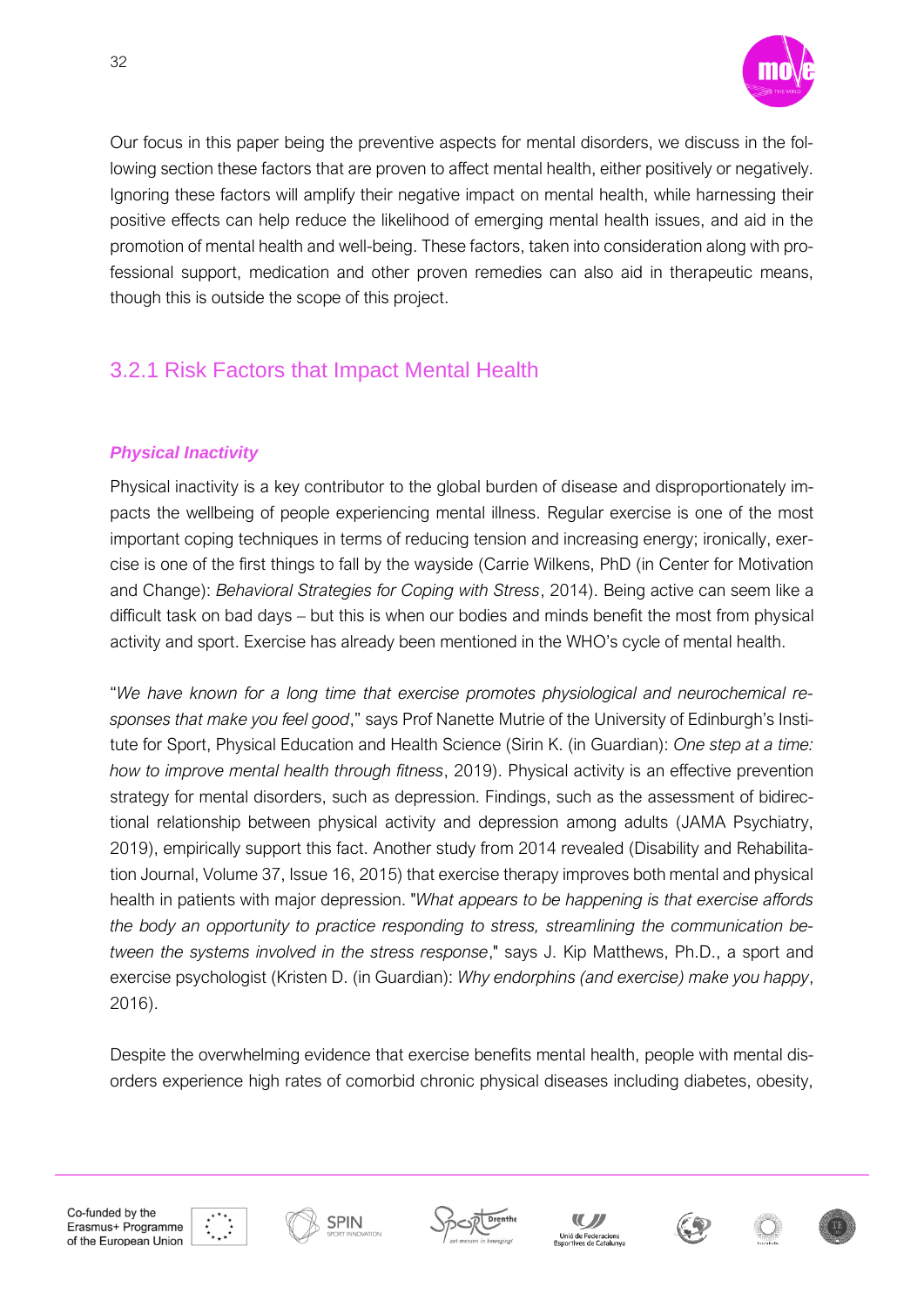Our focus in this paper being the preventive aspects for mental disorders, we discuss in the following section these factors that are proven to affect mental health, either positively or negatively. Ignoring these factors will amplify their negative impact on mental health, while harnessing their positive effects can help reduce the likelihood of emerging mental health issues, and aid in the promotion of mental health and well-being. These factors, taken into consideration along with professional support, medication and other proven remedies can also aid in therapeutic means, though this is outside the scope of this project.

### 3.2.1 Risk Factors that Impact Mental Health

***Physical Inactivity***

Physical inactivity is a key contributor to the global burden of disease and disproportionately impacts the wellbeing of people experiencing mental illness. Regular exercise is one of the most important coping techniques in terms of reducing tension and increasing energy; ironically, exercise is one of the first things to fall by the wayside (Carrie Wilkens, PhD (in Center for Motivation and Change): *Behavioral Strategies for Coping with Stress*, 2014). Being active can seem like a difficult task on bad days – but this is when our bodies and minds benefit the most from physical activity and sport. Exercise has already been mentioned in the WHO's cycle of mental health.

"*We have known for a long time that exercise promotes physiological and neurochemical responses that make you feel good*," says Prof Nanette Mutrie of the University of Edinburgh's Institute for Sport, Physical Education and Health Science (Sirin K. (in Guardian): *One step at a time: how to improve mental health through fitness*, 2019). Physical activity is an effective prevention strategy for mental disorders, such as depression. Findings, such as the assessment of bidirectional relationship between physical activity and depression among adults (JAMA Psychiatry, 2019), empirically support this fact. Another study from 2014 revealed (Disability and Rehabilitation Journal, Volume 37, Issue 16, 2015) that exercise therapy improves both mental and physical health in patients with major depression. "*What appears to be happening is that exercise affords the body an opportunity to practice responding to stress, streamlining the communication between the systems involved in the stress response*," says J. Kip Matthews, Ph.D., a sport and exercise psychologist (Kristen D. (in Guardian): *Why endorphins (and exercise) make you happy*, 2016).

Despite the overwhelming evidence that exercise benefits mental health, people with mental disorders experience high rates of comorbid chronic physical diseases including diabetes, obesity,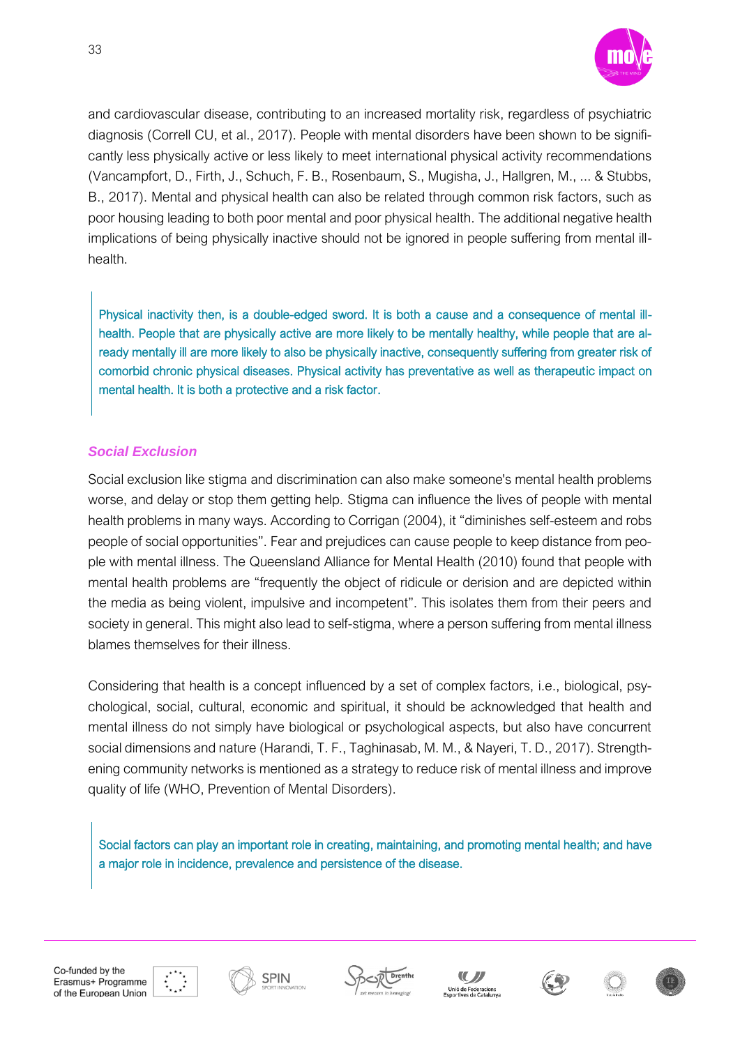and cardiovascular disease, contributing to an increased mortality risk, regardless of psychiatric diagnosis (Correll CU, et al., 2017). People with mental disorders have been shown to be significantly less physically active or less likely to meet international physical activity recommendations (Vancampfort, D., Firth, J., Schuch, F. B., Rosenbaum, S., Mugisha, J., Hallgren, M., ... & Stubbs, B., 2017). Mental and physical health can also be related through common risk factors, such as poor housing leading to both poor mental and poor physical health. The additional negative health implications of being physically inactive should not be ignored in people suffering from mental ill-health.

> Physical inactivity then, is a double-edged sword. It is both a cause and a consequence of mental ill-health. People that are physically active are more likely to be mentally healthy, while people that are already mentally ill are more likely to also be physically inactive, consequently suffering from greater risk of comorbid chronic physical diseases. Physical activity has preventative as well as therapeutic impact on mental health. It is both a protective and a risk factor.

### *Social Exclusion*

Social exclusion like stigma and discrimination can also make someone's mental health problems worse, and delay or stop them getting help. Stigma can influence the lives of people with mental health problems in many ways. According to Corrigan (2004), it "diminishes self-esteem and robs people of social opportunities". Fear and prejudices can cause people to keep distance from people with mental illness. The Queensland Alliance for Mental Health (2010) found that people with mental health problems are "frequently the object of ridicule or derision and are depicted within the media as being violent, impulsive and incompetent". This isolates them from their peers and society in general. This might also lead to self-stigma, where a person suffering from mental illness blames themselves for their illness.

Considering that health is a concept influenced by a set of complex factors, i.e., biological, psychological, social, cultural, economic and spiritual, it should be acknowledged that health and mental illness do not simply have biological or psychological aspects, but also have concurrent social dimensions and nature (Harandi, T. F., Taghinasab, M. M., & Nayeri, T. D., 2017). Strengthening community networks is mentioned as a strategy to reduce risk of mental illness and improve quality of life (WHO, Prevention of Mental Disorders).

> Social factors can play an important role in creating, maintaining, and promoting mental health; and have a major role in incidence, prevalence and persistence of the disease.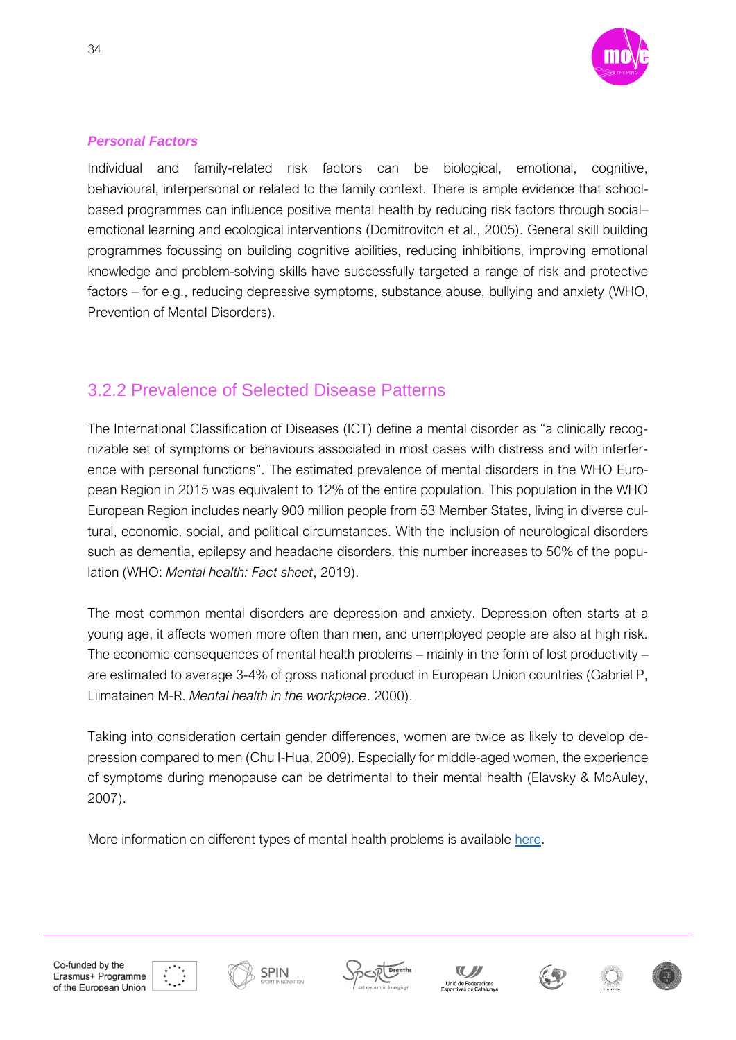### *Personal Factors*

Individual and family-related risk factors can be biological, emotional, cognitive, behavioural, interpersonal or related to the family context. There is ample evidence that school-based programmes can influence positive mental health by reducing risk factors through social–emotional learning and ecological interventions (Domitrovitch et al., 2005). General skill building programmes focussing on building cognitive abilities, reducing inhibitions, improving emotional knowledge and problem-solving skills have successfully targeted a range of risk and protective factors – for e.g., reducing depressive symptoms, substance abuse, bullying and anxiety (WHO, Prevention of Mental Disorders).

## 3.2.2 Prevalence of Selected Disease Patterns

The International Classification of Diseases (ICT) define a mental disorder as "a clinically recognizable set of symptoms or behaviours associated in most cases with distress and with interference with personal functions". The estimated prevalence of mental disorders in the WHO European Region in 2015 was equivalent to 12% of the entire population. This population in the WHO European Region includes nearly 900 million people from 53 Member States, living in diverse cultural, economic, social, and political circumstances. With the inclusion of neurological disorders such as dementia, epilepsy and headache disorders, this number increases to 50% of the population (WHO: *Mental health: Fact sheet*, 2019).

The most common mental disorders are depression and anxiety. Depression often starts at a young age, it affects women more often than men, and unemployed people are also at high risk. The economic consequences of mental health problems – mainly in the form of lost productivity – are estimated to average 3-4% of gross national product in European Union countries (Gabriel P, Liimatainen M-R. *Mental health in the workplace*. 2000).

Taking into consideration certain gender differences, women are twice as likely to develop depression compared to men (Chu I-Hua, 2009). Especially for middle-aged women, the experience of symptoms during menopause can be detrimental to their mental health (Elavsky & McAuley, 2007).

More information on different types of mental health problems is available here.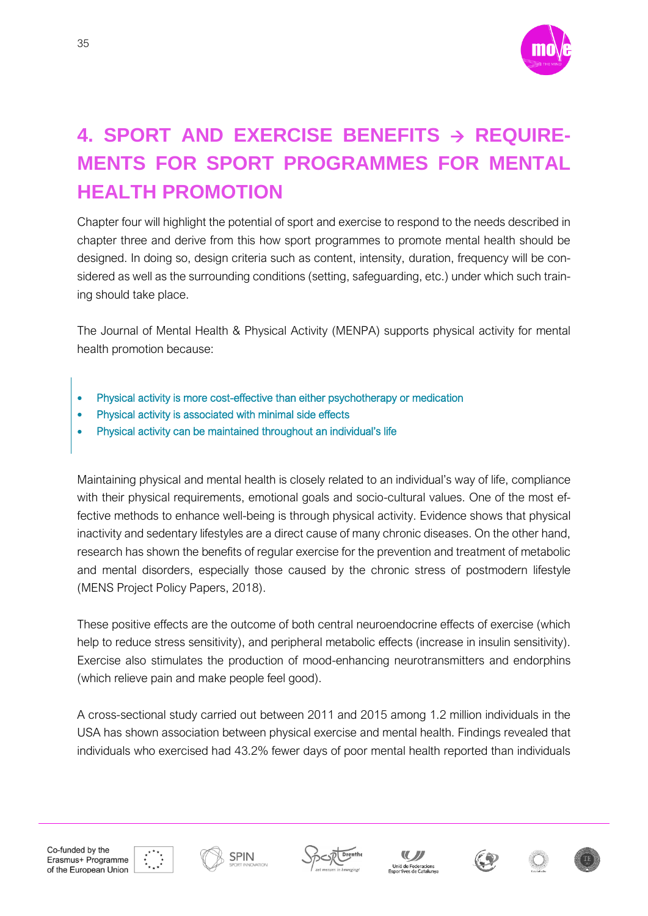# 4. SPORT AND EXERCISE BENEFITS → REQUIREMENTS FOR SPORT PROGRAMMES FOR MENTAL HEALTH PROMOTION

Chapter four will highlight the potential of sport and exercise to respond to the needs described in chapter three and derive from this how sport programmes to promote mental health should be designed. In doing so, design criteria such as content, intensity, duration, frequency will be considered as well as the surrounding conditions (setting, safeguarding, etc.) under which such training should take place.

The Journal of Mental Health & Physical Activity (MENPA) supports physical activity for mental health promotion because:

- Physical activity is more cost-effective than either psychotherapy or medication
- Physical activity is associated with minimal side effects
- Physical activity can be maintained throughout an individual's life

Maintaining physical and mental health is closely related to an individual's way of life, compliance with their physical requirements, emotional goals and socio-cultural values. One of the most effective methods to enhance well-being is through physical activity. Evidence shows that physical inactivity and sedentary lifestyles are a direct cause of many chronic diseases. On the other hand, research has shown the benefits of regular exercise for the prevention and treatment of metabolic and mental disorders, especially those caused by the chronic stress of postmodern lifestyle (MENS Project Policy Papers, 2018).

These positive effects are the outcome of both central neuroendocrine effects of exercise (which help to reduce stress sensitivity), and peripheral metabolic effects (increase in insulin sensitivity). Exercise also stimulates the production of mood-enhancing neurotransmitters and endorphins (which relieve pain and make people feel good).

A cross-sectional study carried out between 2011 and 2015 among 1.2 million individuals in the USA has shown association between physical exercise and mental health. Findings revealed that individuals who exercised had 43.2% fewer days of poor mental health reported than individuals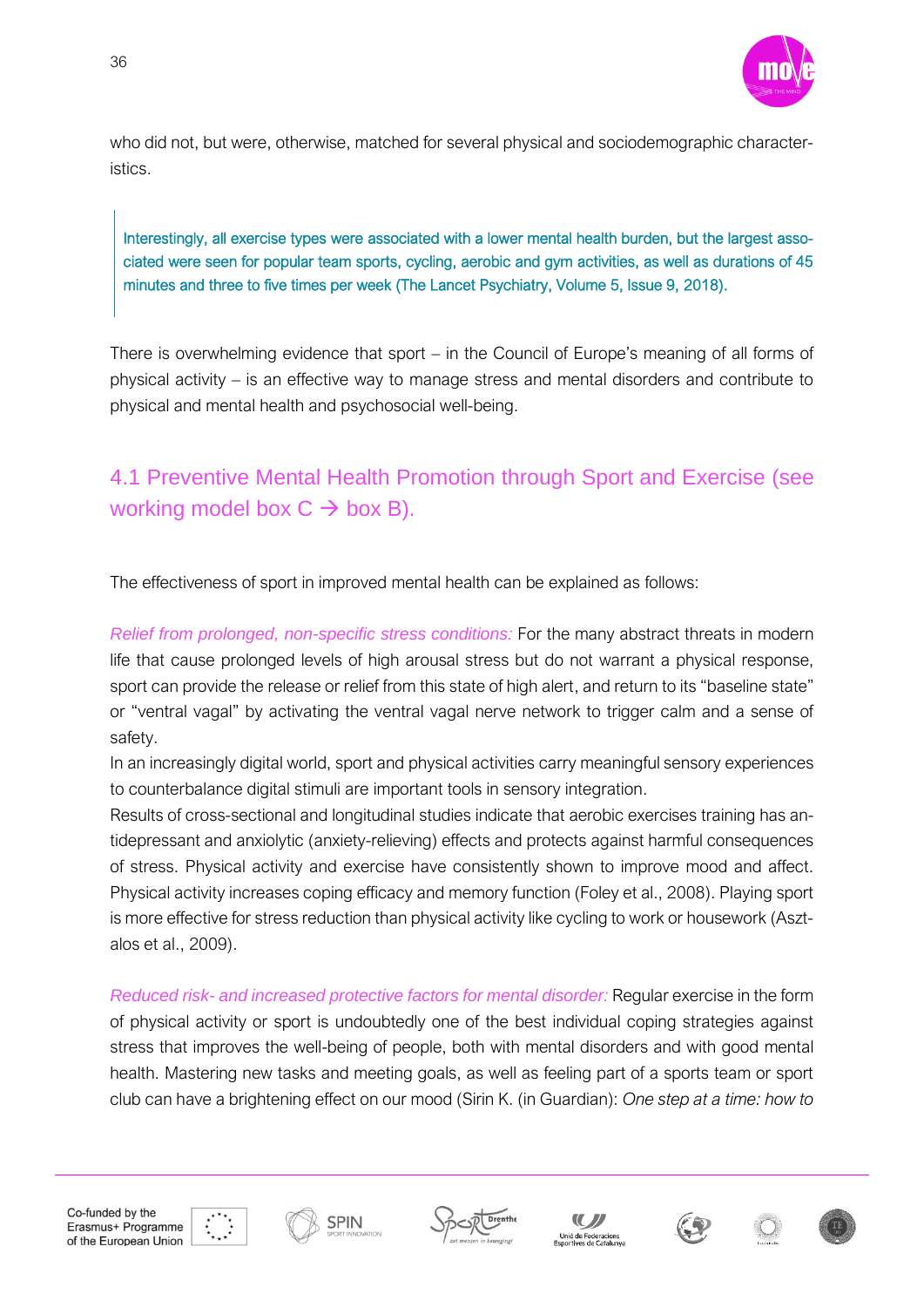who did not, but were, otherwise, matched for several physical and sociodemographic characteristics.

> Interestingly, all exercise types were associated with a lower mental health burden, but the largest associated were seen for popular team sports, cycling, aerobic and gym activities, as well as durations of 45 minutes and three to five times per week (The Lancet Psychiatry, Volume 5, Issue 9, 2018).

There is overwhelming evidence that sport – in the Council of Europe's meaning of all forms of physical activity – is an effective way to manage stress and mental disorders and contribute to physical and mental health and psychosocial well-being.

## 4.1 Preventive Mental Health Promotion through Sport and Exercise (see working model box C → box B).

The effectiveness of sport in improved mental health can be explained as follows:

*Relief from prolonged, non-specific stress conditions:* For the many abstract threats in modern life that cause prolonged levels of high arousal stress but do not warrant a physical response, sport can provide the release or relief from this state of high alert, and return to its "baseline state" or "ventral vagal" by activating the ventral vagal nerve network to trigger calm and a sense of safety.

In an increasingly digital world, sport and physical activities carry meaningful sensory experiences to counterbalance digital stimuli are important tools in sensory integration.

Results of cross-sectional and longitudinal studies indicate that aerobic exercises training has antidepressant and anxiolytic (anxiety-relieving) effects and protects against harmful consequences of stress. Physical activity and exercise have consistently shown to improve mood and affect. Physical activity increases coping efficacy and memory function (Foley et al., 2008). Playing sport is more effective for stress reduction than physical activity like cycling to work or housework (Asztalos et al., 2009).

*Reduced risk- and increased protective factors for mental disorder:* Regular exercise in the form of physical activity or sport is undoubtedly one of the best individual coping strategies against stress that improves the well-being of people, both with mental disorders and with good mental health. Mastering new tasks and meeting goals, as well as feeling part of a sports team or sport club can have a brightening effect on our mood (Sirin K. (in Guardian): *One step at a time: how to*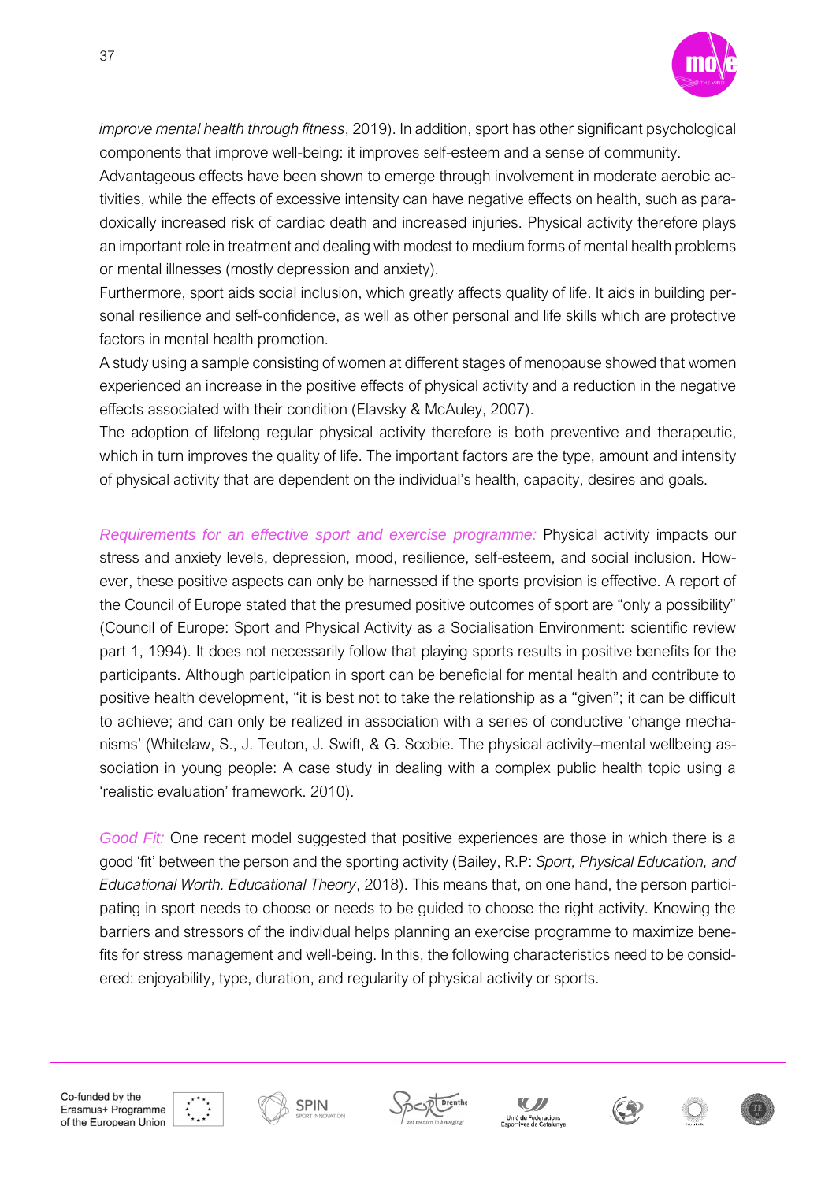*improve mental health through fitness*, 2019). In addition, sport has other significant psychological components that improve well-being: it improves self-esteem and a sense of community.

Advantageous effects have been shown to emerge through involvement in moderate aerobic activities, while the effects of excessive intensity can have negative effects on health, such as paradoxically increased risk of cardiac death and increased injuries. Physical activity therefore plays an important role in treatment and dealing with modest to medium forms of mental health problems or mental illnesses (mostly depression and anxiety).

Furthermore, sport aids social inclusion, which greatly affects quality of life. It aids in building personal resilience and self-confidence, as well as other personal and life skills which are protective factors in mental health promotion.

A study using a sample consisting of women at different stages of menopause showed that women experienced an increase in the positive effects of physical activity and a reduction in the negative effects associated with their condition (Elavsky & McAuley, 2007).

The adoption of lifelong regular physical activity therefore is both preventive and therapeutic, which in turn improves the quality of life. The important factors are the type, amount and intensity of physical activity that are dependent on the individual's health, capacity, desires and goals.

*Requirements for an effective sport and exercise programme:* Physical activity impacts our stress and anxiety levels, depression, mood, resilience, self-esteem, and social inclusion. However, these positive aspects can only be harnessed if the sports provision is effective. A report of the Council of Europe stated that the presumed positive outcomes of sport are "only a possibility" (Council of Europe: Sport and Physical Activity as a Socialisation Environment: scientific review part 1, 1994). It does not necessarily follow that playing sports results in positive benefits for the participants. Although participation in sport can be beneficial for mental health and contribute to positive health development, "it is best not to take the relationship as a "given"; it can be difficult to achieve; and can only be realized in association with a series of conductive 'change mechanisms' (Whitelaw, S., J. Teuton, J. Swift, & G. Scobie. The physical activity–mental wellbeing association in young people: A case study in dealing with a complex public health topic using a 'realistic evaluation' framework. 2010).

*Good Fit:* One recent model suggested that positive experiences are those in which there is a good 'fit' between the person and the sporting activity (Bailey, R.P: *Sport, Physical Education, and Educational Worth. Educational Theory*, 2018). This means that, on one hand, the person participating in sport needs to choose or needs to be guided to choose the right activity. Knowing the barriers and stressors of the individual helps planning an exercise programme to maximize benefits for stress management and well-being. In this, the following characteristics need to be considered: enjoyability, type, duration, and regularity of physical activity or sports.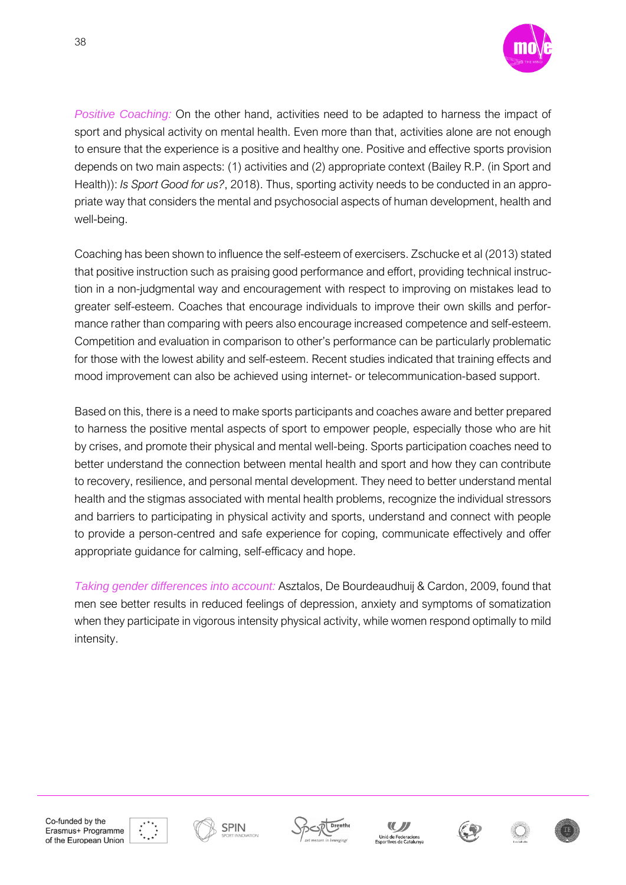*Positive Coaching:* On the other hand, activities need to be adapted to harness the impact of sport and physical activity on mental health. Even more than that, activities alone are not enough to ensure that the experience is a positive and healthy one. Positive and effective sports provision depends on two main aspects: (1) activities and (2) appropriate context (Bailey R.P. (in Sport and Health)): *Is Sport Good for us?*, 2018). Thus, sporting activity needs to be conducted in an appropriate way that considers the mental and psychosocial aspects of human development, health and well-being.

Coaching has been shown to influence the self-esteem of exercisers. Zschucke et al (2013) stated that positive instruction such as praising good performance and effort, providing technical instruction in a non-judgmental way and encouragement with respect to improving on mistakes lead to greater self-esteem. Coaches that encourage individuals to improve their own skills and performance rather than comparing with peers also encourage increased competence and self-esteem. Competition and evaluation in comparison to other's performance can be particularly problematic for those with the lowest ability and self-esteem. Recent studies indicated that training effects and mood improvement can also be achieved using internet- or telecommunication-based support.

Based on this, there is a need to make sports participants and coaches aware and better prepared to harness the positive mental aspects of sport to empower people, especially those who are hit by crises, and promote their physical and mental well-being. Sports participation coaches need to better understand the connection between mental health and sport and how they can contribute to recovery, resilience, and personal mental development. They need to better understand mental health and the stigmas associated with mental health problems, recognize the individual stressors and barriers to participating in physical activity and sports, understand and connect with people to provide a person-centred and safe experience for coping, communicate effectively and offer appropriate guidance for calming, self-efficacy and hope.

*Taking gender differences into account:* Asztalos, De Bourdeaudhuij & Cardon, 2009, found that men see better results in reduced feelings of depression, anxiety and symptoms of somatization when they participate in vigorous intensity physical activity, while women respond optimally to mild intensity.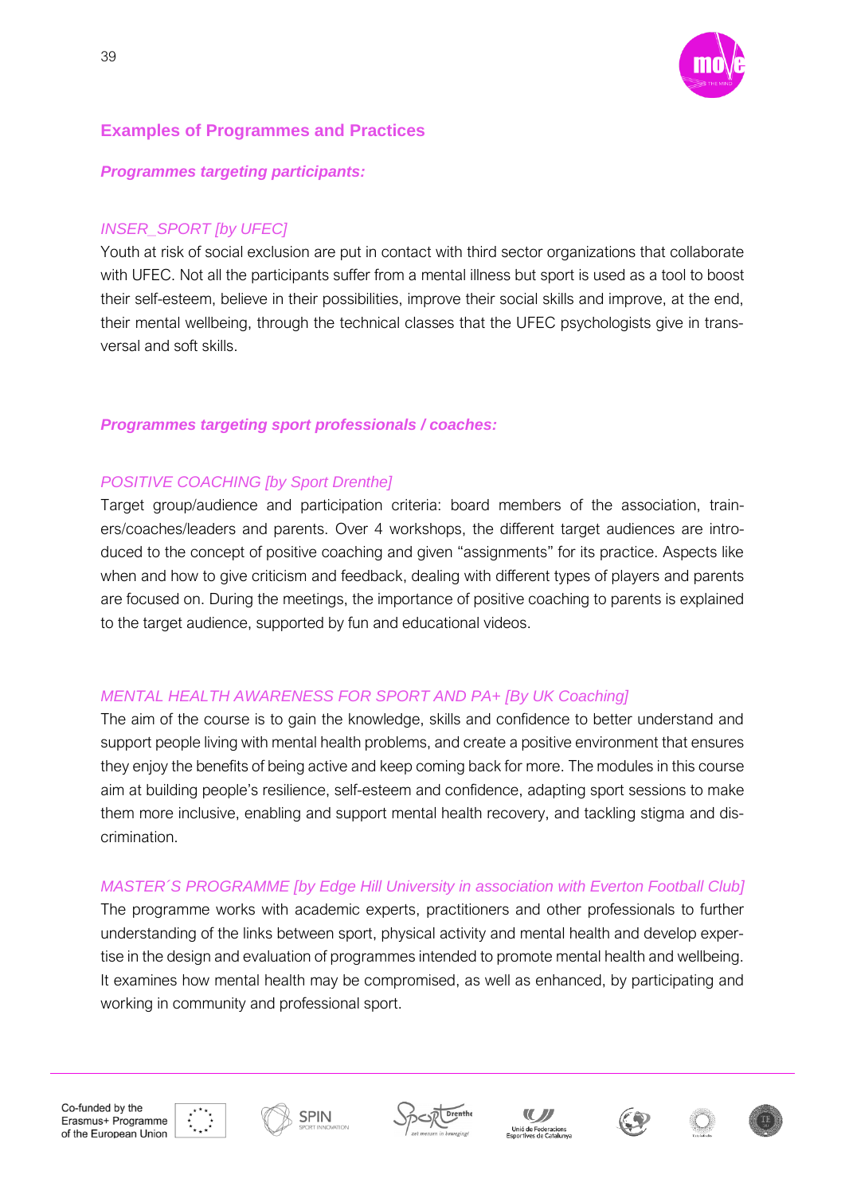## Examples of Programmes and Practices

***Programmes targeting participants:***

*INSER_SPORT [by UFEC]*

Youth at risk of social exclusion are put in contact with third sector organizations that collaborate with UFEC. Not all the participants suffer from a mental illness but sport is used as a tool to boost their self-esteem, believe in their possibilities, improve their social skills and improve, at the end, their mental wellbeing, through the technical classes that the UFEC psychologists give in transversal and soft skills.

***Programmes targeting sport professionals / coaches:***

*POSITIVE COACHING [by Sport Drenthe]*

Target group/audience and participation criteria: board members of the association, trainers/coaches/leaders and parents. Over 4 workshops, the different target audiences are introduced to the concept of positive coaching and given "assignments" for its practice. Aspects like when and how to give criticism and feedback, dealing with different types of players and parents are focused on. During the meetings, the importance of positive coaching to parents is explained to the target audience, supported by fun and educational videos.

*MENTAL HEALTH AWARENESS FOR SPORT AND PA+ [By UK Coaching]*

The aim of the course is to gain the knowledge, skills and confidence to better understand and support people living with mental health problems, and create a positive environment that ensures they enjoy the benefits of being active and keep coming back for more. The modules in this course aim at building people's resilience, self-esteem and confidence, adapting sport sessions to make them more inclusive, enabling and support mental health recovery, and tackling stigma and discrimination.

*MASTER´S PROGRAMME [by Edge Hill University in association with Everton Football Club]*

The programme works with academic experts, practitioners and other professionals to further understanding of the links between sport, physical activity and mental health and develop expertise in the design and evaluation of programmes intended to promote mental health and wellbeing. It examines how mental health may be compromised, as well as enhanced, by participating and working in community and professional sport.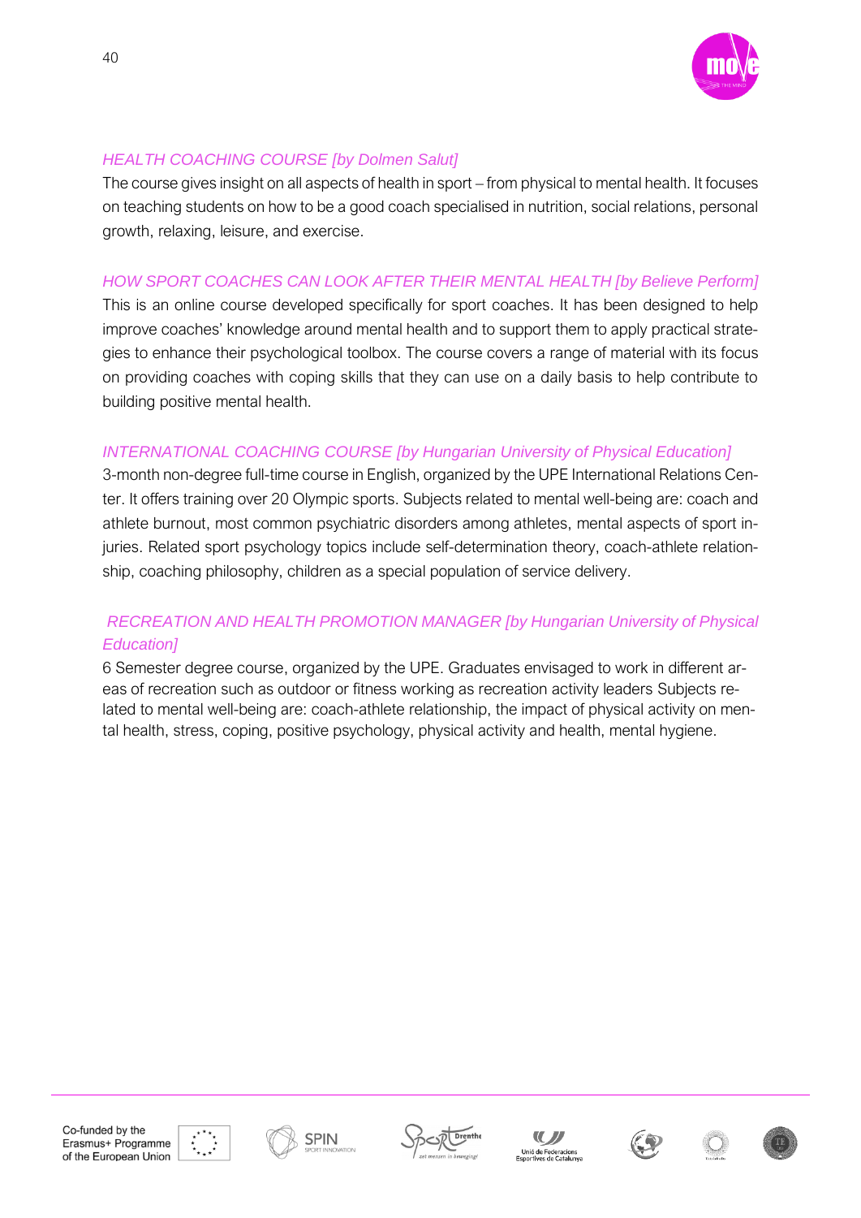*HEALTH COACHING COURSE [by Dolmen Salut]*

The course gives insight on all aspects of health in sport – from physical to mental health. It focuses on teaching students on how to be a good coach specialised in nutrition, social relations, personal growth, relaxing, leisure, and exercise.

*HOW SPORT COACHES CAN LOOK AFTER THEIR MENTAL HEALTH [by Believe Perform]*

This is an online course developed specifically for sport coaches. It has been designed to help improve coaches' knowledge around mental health and to support them to apply practical strategies to enhance their psychological toolbox. The course covers a range of material with its focus on providing coaches with coping skills that they can use on a daily basis to help contribute to building positive mental health.

*INTERNATIONAL COACHING COURSE [by Hungarian University of Physical Education]*

3-month non-degree full-time course in English, organized by the UPE International Relations Center. It offers training over 20 Olympic sports. Subjects related to mental well-being are: coach and athlete burnout, most common psychiatric disorders among athletes, mental aspects of sport injuries. Related sport psychology topics include self-determination theory, coach-athlete relationship, coaching philosophy, children as a special population of service delivery.

*RECREATION AND HEALTH PROMOTION MANAGER [by Hungarian University of Physical Education]*

6 Semester degree course, organized by the UPE. Graduates envisaged to work in different areas of recreation such as outdoor or fitness working as recreation activity leaders Subjects related to mental well-being are: coach-athlete relationship, the impact of physical activity on mental health, stress, coping, positive psychology, physical activity and health, mental hygiene.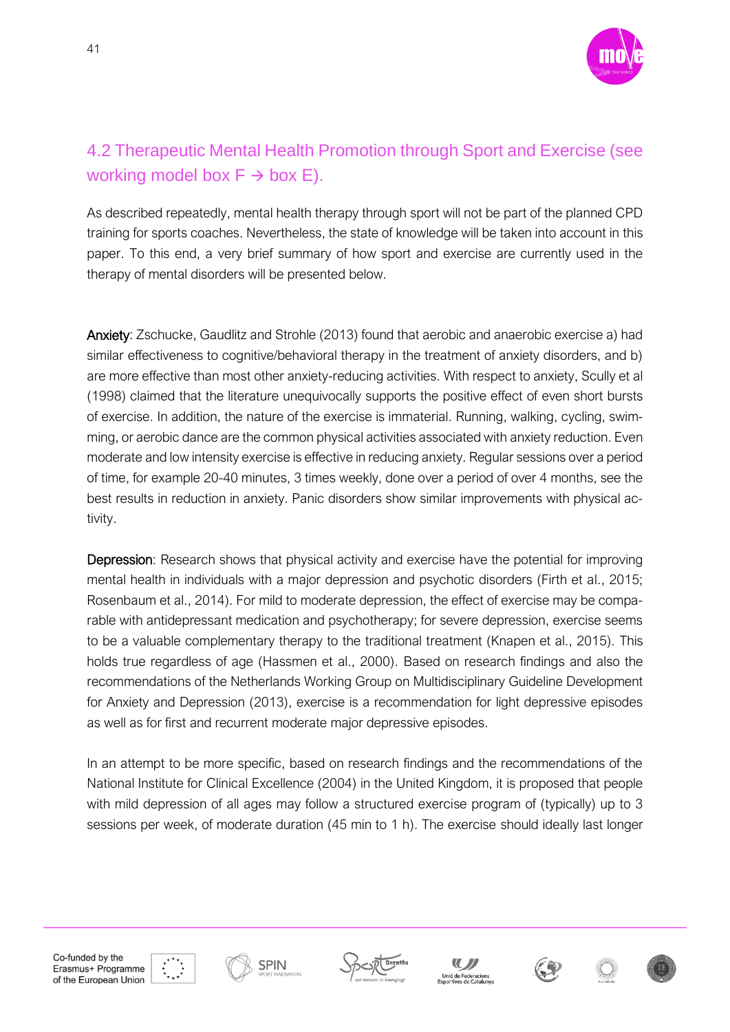## 4.2 Therapeutic Mental Health Promotion through Sport and Exercise (see working model box F → box E).

As described repeatedly, mental health therapy through sport will not be part of the planned CPD training for sports coaches. Nevertheless, the state of knowledge will be taken into account in this paper. To this end, a very brief summary of how sport and exercise are currently used in the therapy of mental disorders will be presented below.

**Anxiety**: Zschucke, Gaudlitz and Strohle (2013) found that aerobic and anaerobic exercise a) had similar effectiveness to cognitive/behavioral therapy in the treatment of anxiety disorders, and b) are more effective than most other anxiety-reducing activities. With respect to anxiety, Scully et al (1998) claimed that the literature unequivocally supports the positive effect of even short bursts of exercise. In addition, the nature of the exercise is immaterial. Running, walking, cycling, swimming, or aerobic dance are the common physical activities associated with anxiety reduction. Even moderate and low intensity exercise is effective in reducing anxiety. Regular sessions over a period of time, for example 20-40 minutes, 3 times weekly, done over a period of over 4 months, see the best results in reduction in anxiety. Panic disorders show similar improvements with physical activity.

**Depression**: Research shows that physical activity and exercise have the potential for improving mental health in individuals with a major depression and psychotic disorders (Firth et al., 2015; Rosenbaum et al., 2014). For mild to moderate depression, the effect of exercise may be comparable with antidepressant medication and psychotherapy; for severe depression, exercise seems to be a valuable complementary therapy to the traditional treatment (Knapen et al., 2015). This holds true regardless of age (Hassmen et al., 2000). Based on research findings and also the recommendations of the Netherlands Working Group on Multidisciplinary Guideline Development for Anxiety and Depression (2013), exercise is a recommendation for light depressive episodes as well as for first and recurrent moderate major depressive episodes.

In an attempt to be more specific, based on research findings and the recommendations of the National Institute for Clinical Excellence (2004) in the United Kingdom, it is proposed that people with mild depression of all ages may follow a structured exercise program of (typically) up to 3 sessions per week, of moderate duration (45 min to 1 h). The exercise should ideally last longer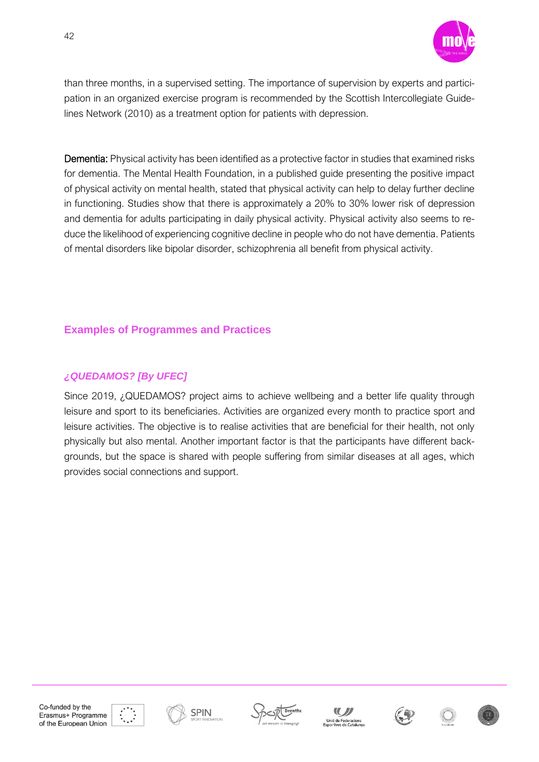than three months, in a supervised setting. The importance of supervision by experts and participation in an organized exercise program is recommended by the Scottish Intercollegiate Guidelines Network (2010) as a treatment option for patients with depression.

**Dementia:** Physical activity has been identified as a protective factor in studies that examined risks for dementia. The Mental Health Foundation, in a published guide presenting the positive impact of physical activity on mental health, stated that physical activity can help to delay further decline in functioning. Studies show that there is approximately a 20% to 30% lower risk of depression and dementia for adults participating in daily physical activity. Physical activity also seems to reduce the likelihood of experiencing cognitive decline in people who do not have dementia. Patients of mental disorders like bipolar disorder, schizophrenia all benefit from physical activity.

## Examples of Programmes and Practices

### *¿QUEDAMOS? [By UFEC]*

Since 2019, ¿QUEDAMOS? project aims to achieve wellbeing and a better life quality through leisure and sport to its beneficiaries. Activities are organized every month to practice sport and leisure activities. The objective is to realise activities that are beneficial for their health, not only physically but also mental. Another important factor is that the participants have different backgrounds, but the space is shared with people suffering from similar diseases at all ages, which provides social connections and support.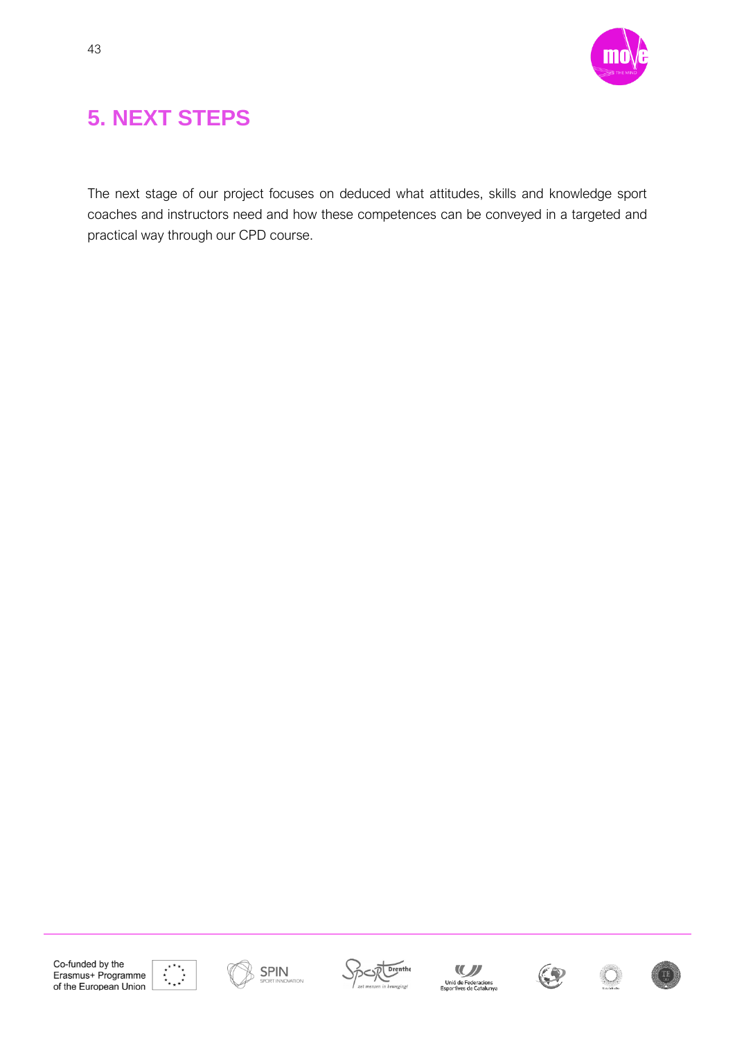## 5. NEXT STEPS

The next stage of our project focuses on deduced what attitudes, skills and knowledge sport coaches and instructors need and how these competences can be conveyed in a targeted and practical way through our CPD course.